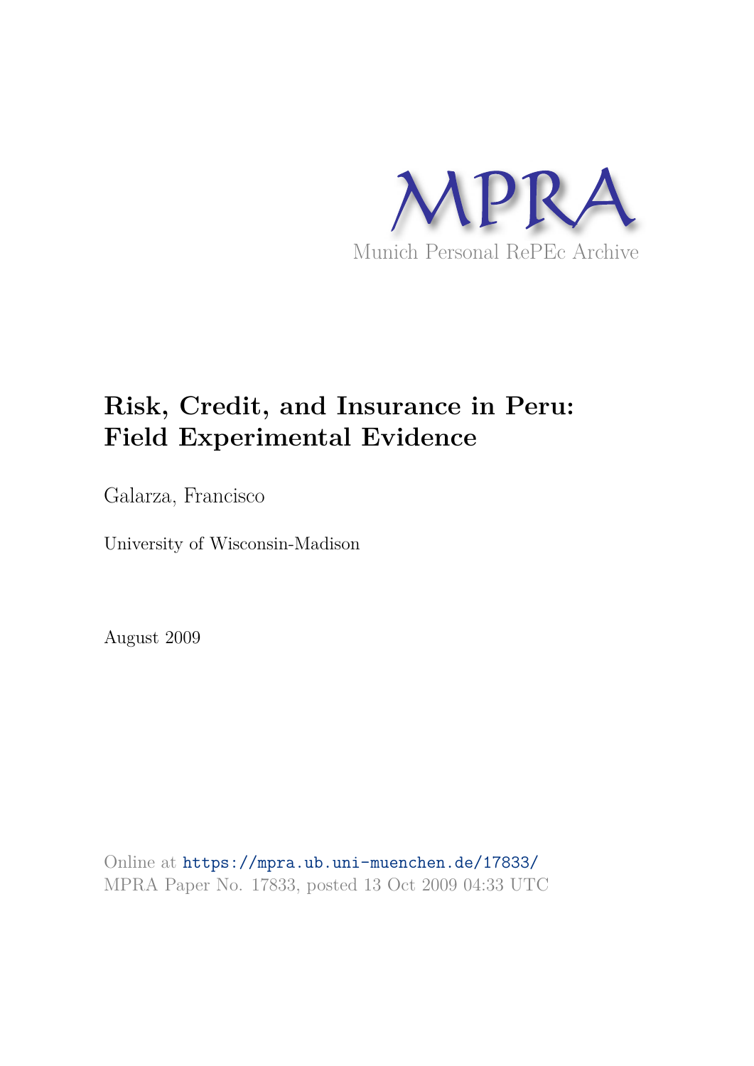MPRA

Munich Personal RePEc Archive

# Risk, Credit, and Insurance in Peru: Field Experimental Evidence

Galarza, Francisco

University of Wisconsin-Madison

August 2009

Online at https://mpra.ub.uni-muenchen.de/17833/
MPRA Paper No. 17833, posted 13 Oct 2009 04:33 UTC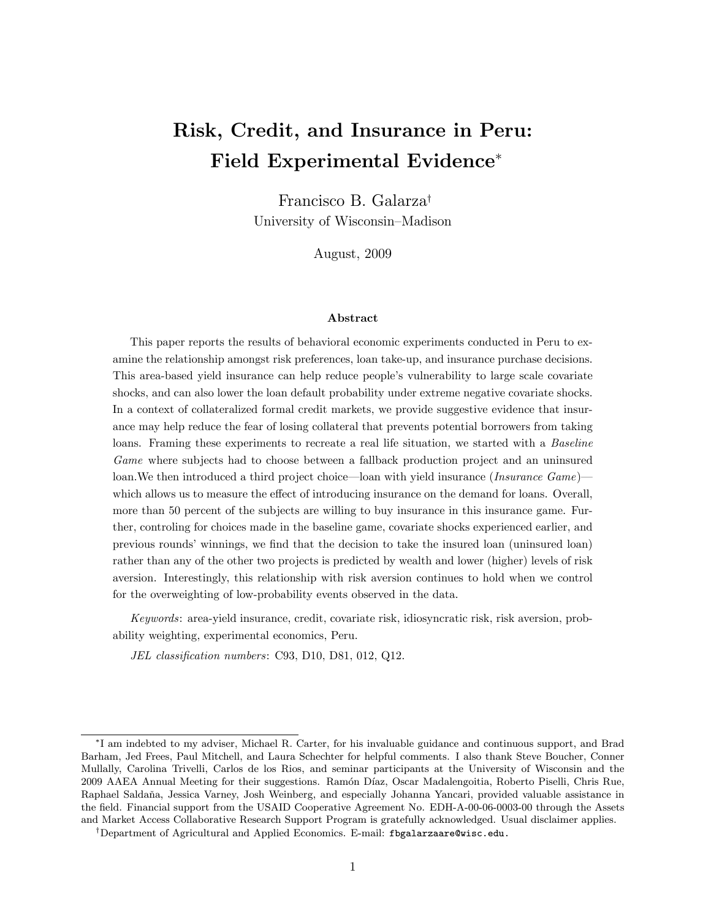# Risk, Credit, and Insurance in Peru: Field Experimental Evidence[*]

Francisco B. Galarza[†]

University of Wisconsin–Madison

August, 2009

### Abstract

This paper reports the results of behavioral economic experiments conducted in Peru to examine the relationship amongst risk preferences, loan take-up, and insurance purchase decisions. This area-based yield insurance can help reduce people's vulnerability to large scale covariate shocks, and can also lower the loan default probability under extreme negative covariate shocks. In a context of collateralized formal credit markets, we provide suggestive evidence that insurance may help reduce the fear of losing collateral that prevents potential borrowers from taking loans. Framing these experiments to recreate a real life situation, we started with a *Baseline Game* where subjects had to choose between a fallback production project and an uninsured loan.We then introduced a third project choice—loan with yield insurance (*Insurance Game*)—which allows us to measure the effect of introducing insurance on the demand for loans. Overall, more than 50 percent of the subjects are willing to buy insurance in this insurance game. Further, controling for choices made in the baseline game, covariate shocks experienced earlier, and previous rounds' winnings, we find that the decision to take the insured loan (uninsured loan) rather than any of the other two projects is predicted by wealth and lower (higher) levels of risk aversion. Interestingly, this relationship with risk aversion continues to hold when we control for the overweighting of low-probability events observed in the data.

*Keywords*: area-yield insurance, credit, covariate risk, idiosyncratic risk, risk aversion, probability weighting, experimental economics, Peru.

*JEL classification numbers*: C93, D10, D81, 012, Q12.

---

[*] I am indebted to my adviser, Michael R. Carter, for his invaluable guidance and continuous support, and Brad Barham, Jed Frees, Paul Mitchell, and Laura Schechter for helpful comments. I also thank Steve Boucher, Conner Mullally, Carolina Trivelli, Carlos de los Rios, and seminar participants at the University of Wisconsin and the 2009 AAEA Annual Meeting for their suggestions. Ramón Díaz, Oscar Madalengoitia, Roberto Piselli, Chris Rue, Raphael Saldaña, Jessica Varney, Josh Weinberg, and especially Johanna Yancari, provided valuable assistance in the field. Financial support from the USAID Cooperative Agreement No. EDH-A-00-06-0003-00 through the Assets and Market Access Collaborative Research Support Program is gratefully acknowledged. Usual disclaimer applies.

[†] Department of Agricultural and Applied Economics. E-mail: fbgalarzaare@wisc.edu.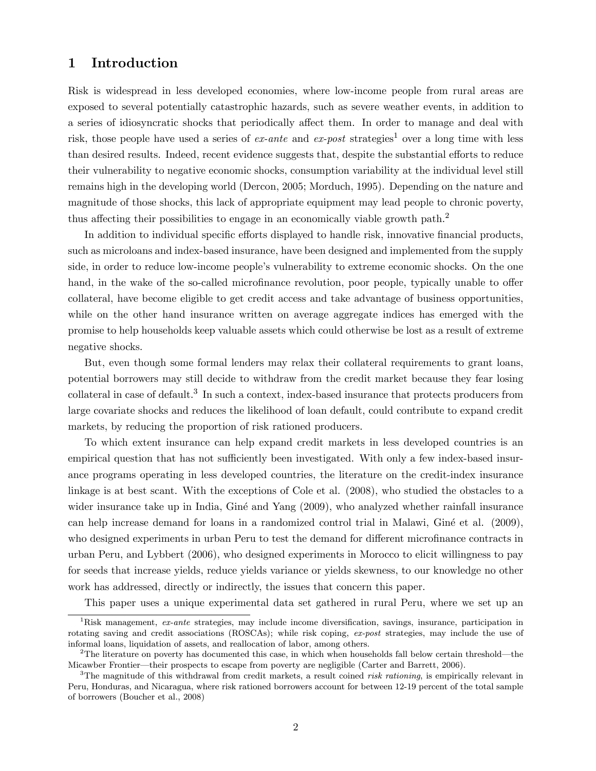# 1 Introduction

Risk is widespread in less developed economies, where low-income people from rural areas are exposed to several potentially catastrophic hazards, such as severe weather events, in addition to a series of idiosyncratic shocks that periodically affect them. In order to manage and deal with risk, those people have used a series of *ex-ante* and *ex-post* strategies[1] over a long time with less than desired results. Indeed, recent evidence suggests that, despite the substantial efforts to reduce their vulnerability to negative economic shocks, consumption variability at the individual level still remains high in the developing world (Dercon, 2005; Morduch, 1995). Depending on the nature and magnitude of those shocks, this lack of appropriate equipment may lead people to chronic poverty, thus affecting their possibilities to engage in an economically viable growth path.[2]

In addition to individual specific efforts displayed to handle risk, innovative financial products, such as microloans and index-based insurance, have been designed and implemented from the supply side, in order to reduce low-income people's vulnerability to extreme economic shocks. On the one hand, in the wake of the so-called microfinance revolution, poor people, typically unable to offer collateral, have become eligible to get credit access and take advantage of business opportunities, while on the other hand insurance written on average aggregate indices has emerged with the promise to help households keep valuable assets which could otherwise be lost as a result of extreme negative shocks.

But, even though some formal lenders may relax their collateral requirements to grant loans, potential borrowers may still decide to withdraw from the credit market because they fear losing collateral in case of default.[3] In such a context, index-based insurance that protects producers from large covariate shocks and reduces the likelihood of loan default, could contribute to expand credit markets, by reducing the proportion of risk rationed producers.

To which extent insurance can help expand credit markets in less developed countries is an empirical question that has not sufficiently been investigated. With only a few index-based insurance programs operating in less developed countries, the literature on the credit-index insurance linkage is at best scant. With the exceptions of Cole et al. (2008), who studied the obstacles to a wider insurance take up in India, Giné and Yang (2009), who analyzed whether rainfall insurance can help increase demand for loans in a randomized control trial in Malawi, Giné et al. (2009), who designed experiments in urban Peru to test the demand for different microfinance contracts in urban Peru, and Lybbert (2006), who designed experiments in Morocco to elicit willingness to pay for seeds that increase yields, reduce yields variance or yields skewness, to our knowledge no other work has addressed, directly or indirectly, the issues that concern this paper.

This paper uses a unique experimental data set gathered in rural Peru, where we set up an

[1] Risk management, *ex-ante* strategies, may include income diversification, savings, insurance, participation in rotating saving and credit associations (ROSCAs); while risk coping, *ex-post* strategies, may include the use of informal loans, liquidation of assets, and reallocation of labor, among others.

[2] The literature on poverty has documented this case, in which when households fall below certain threshold—the Micawber Frontier—their prospects to escape from poverty are negligible (Carter and Barrett, 2006).

[3] The magnitude of this withdrawal from credit markets, a result coined *risk rationing*, is empirically relevant in Peru, Honduras, and Nicaragua, where risk rationed borrowers account for between 12-19 percent of the total sample of borrowers (Boucher et al., 2008)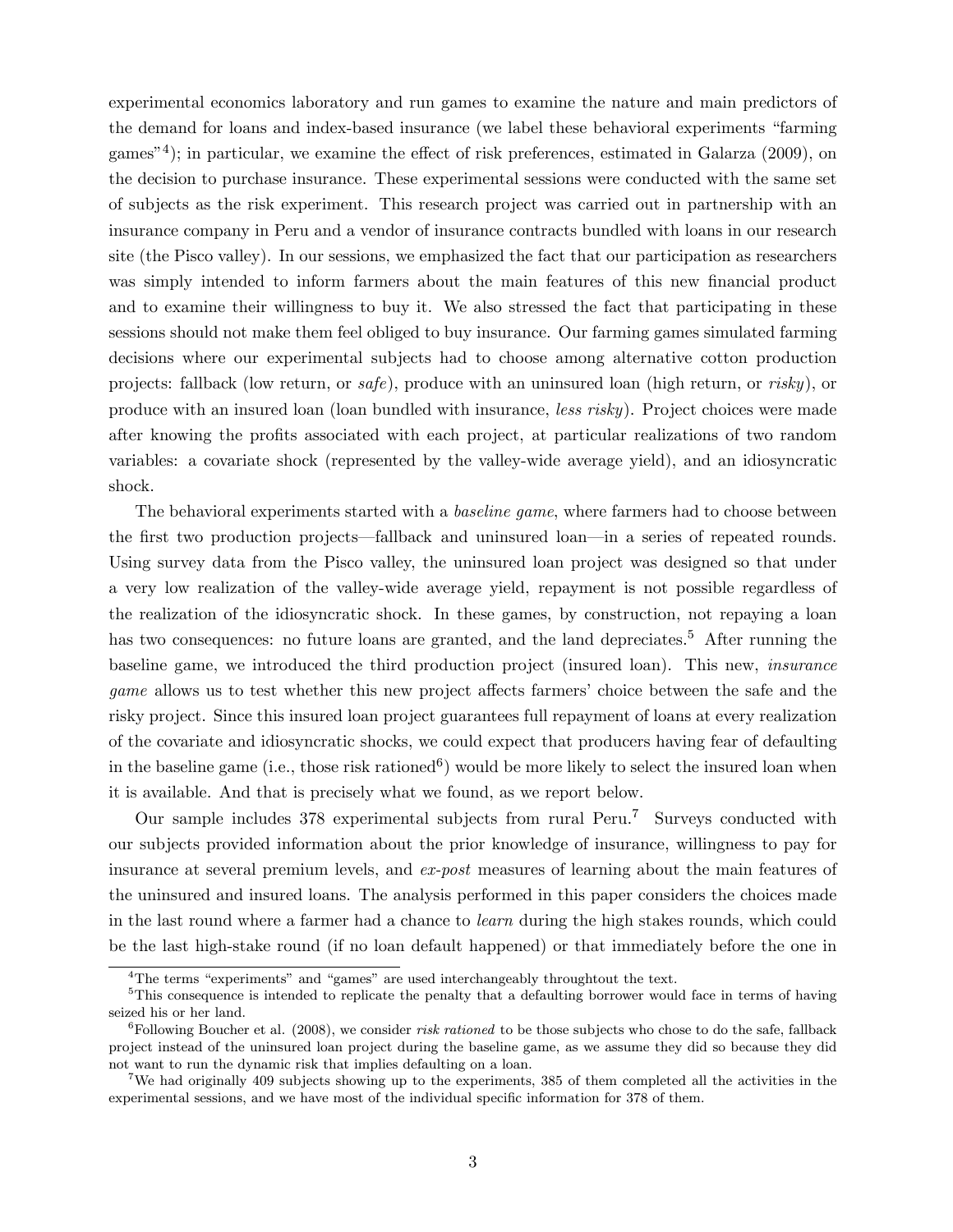experimental economics laboratory and run games to examine the nature and main predictors of the demand for loans and index-based insurance (we label these behavioral experiments "farming games"[4]); in particular, we examine the effect of risk preferences, estimated in Galarza (2009), on the decision to purchase insurance. These experimental sessions were conducted with the same set of subjects as the risk experiment. This research project was carried out in partnership with an insurance company in Peru and a vendor of insurance contracts bundled with loans in our research site (the Pisco valley). In our sessions, we emphasized the fact that our participation as researchers was simply intended to inform farmers about the main features of this new financial product and to examine their willingness to buy it. We also stressed the fact that participating in these sessions should not make them feel obliged to buy insurance. Our farming games simulated farming decisions where our experimental subjects had to choose among alternative cotton production projects: fallback (low return, or *safe*), produce with an uninsured loan (high return, or *risky*), or produce with an insured loan (loan bundled with insurance, *less risky*). Project choices were made after knowing the profits associated with each project, at particular realizations of two random variables: a covariate shock (represented by the valley-wide average yield), and an idiosyncratic shock.

The behavioral experiments started with a *baseline game*, where farmers had to choose between the first two production projects—fallback and uninsured loan—in a series of repeated rounds. Using survey data from the Pisco valley, the uninsured loan project was designed so that under a very low realization of the valley-wide average yield, repayment is not possible regardless of the realization of the idiosyncratic shock. In these games, by construction, not repaying a loan has two consequences: no future loans are granted, and the land depreciates.[5] After running the baseline game, we introduced the third production project (insured loan). This new, *insurance game* allows us to test whether this new project affects farmers' choice between the safe and the risky project. Since this insured loan project guarantees full repayment of loans at every realization of the covariate and idiosyncratic shocks, we could expect that producers having fear of defaulting in the baseline game (i.e., those risk rationed[6]) would be more likely to select the insured loan when it is available. And that is precisely what we found, as we report below.

Our sample includes 378 experimental subjects from rural Peru.[7] Surveys conducted with our subjects provided information about the prior knowledge of insurance, willingness to pay for insurance at several premium levels, and *ex-post* measures of learning about the main features of the uninsured and insured loans. The analysis performed in this paper considers the choices made in the last round where a farmer had a chance to *learn* during the high stakes rounds, which could be the last high-stake round (if no loan default happened) or that immediately before the one in

[4]The terms "experiments" and "games" are used interchangeably throughtout the text.

[5]This consequence is intended to replicate the penalty that a defaulting borrower would face in terms of having seized his or her land.

[6]Following Boucher et al. (2008), we consider *risk rationed* to be those subjects who chose to do the safe, fallback project instead of the uninsured loan project during the baseline game, as we assume they did so because they did not want to run the dynamic risk that implies defaulting on a loan.

[7]We had originally 409 subjects showing up to the experiments, 385 of them completed all the activities in the experimental sessions, and we have most of the individual specific information for 378 of them.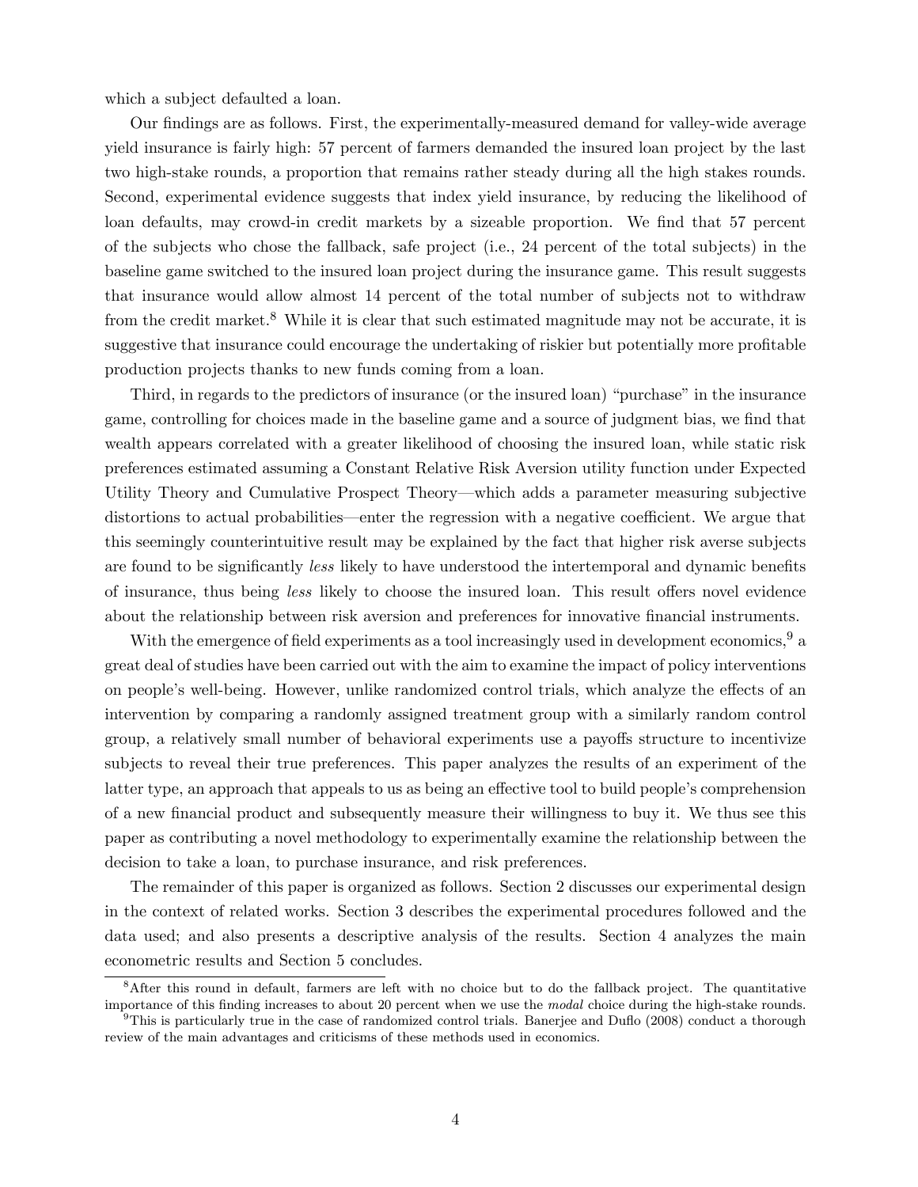which a subject defaulted a loan.

Our findings are as follows. First, the experimentally-measured demand for valley-wide average yield insurance is fairly high: 57 percent of farmers demanded the insured loan project by the last two high-stake rounds, a proportion that remains rather steady during all the high stakes rounds. Second, experimental evidence suggests that index yield insurance, by reducing the likelihood of loan defaults, may crowd-in credit markets by a sizeable proportion. We find that 57 percent of the subjects who chose the fallback, safe project (i.e., 24 percent of the total subjects) in the baseline game switched to the insured loan project during the insurance game. This result suggests that insurance would allow almost 14 percent of the total number of subjects not to withdraw from the credit market.[8] While it is clear that such estimated magnitude may not be accurate, it is suggestive that insurance could encourage the undertaking of riskier but potentially more profitable production projects thanks to new funds coming from a loan.

Third, in regards to the predictors of insurance (or the insured loan) "purchase" in the insurance game, controlling for choices made in the baseline game and a source of judgment bias, we find that wealth appears correlated with a greater likelihood of choosing the insured loan, while static risk preferences estimated assuming a Constant Relative Risk Aversion utility function under Expected Utility Theory and Cumulative Prospect Theory—which adds a parameter measuring subjective distortions to actual probabilities—enter the regression with a negative coefficient. We argue that this seemingly counterintuitive result may be explained by the fact that higher risk averse subjects are found to be significantly *less* likely to have understood the intertemporal and dynamic benefits of insurance, thus being *less* likely to choose the insured loan. This result offers novel evidence about the relationship between risk aversion and preferences for innovative financial instruments.

With the emergence of field experiments as a tool increasingly used in development economics,[9] a great deal of studies have been carried out with the aim to examine the impact of policy interventions on people's well-being. However, unlike randomized control trials, which analyze the effects of an intervention by comparing a randomly assigned treatment group with a similarly random control group, a relatively small number of behavioral experiments use a payoffs structure to incentivize subjects to reveal their true preferences. This paper analyzes the results of an experiment of the latter type, an approach that appeals to us as being an effective tool to build people's comprehension of a new financial product and subsequently measure their willingness to buy it. We thus see this paper as contributing a novel methodology to experimentally examine the relationship between the decision to take a loan, to purchase insurance, and risk preferences.

The remainder of this paper is organized as follows. Section 2 discusses our experimental design in the context of related works. Section 3 describes the experimental procedures followed and the data used; and also presents a descriptive analysis of the results. Section 4 analyzes the main econometric results and Section 5 concludes.

[8] After this round in default, farmers are left with no choice but to do the fallback project. The quantitative importance of this finding increases to about 20 percent when we use the *modal* choice during the high-stake rounds.

[9] This is particularly true in the case of randomized control trials. Banerjee and Duflo (2008) conduct a thorough review of the main advantages and criticisms of these methods used in economics.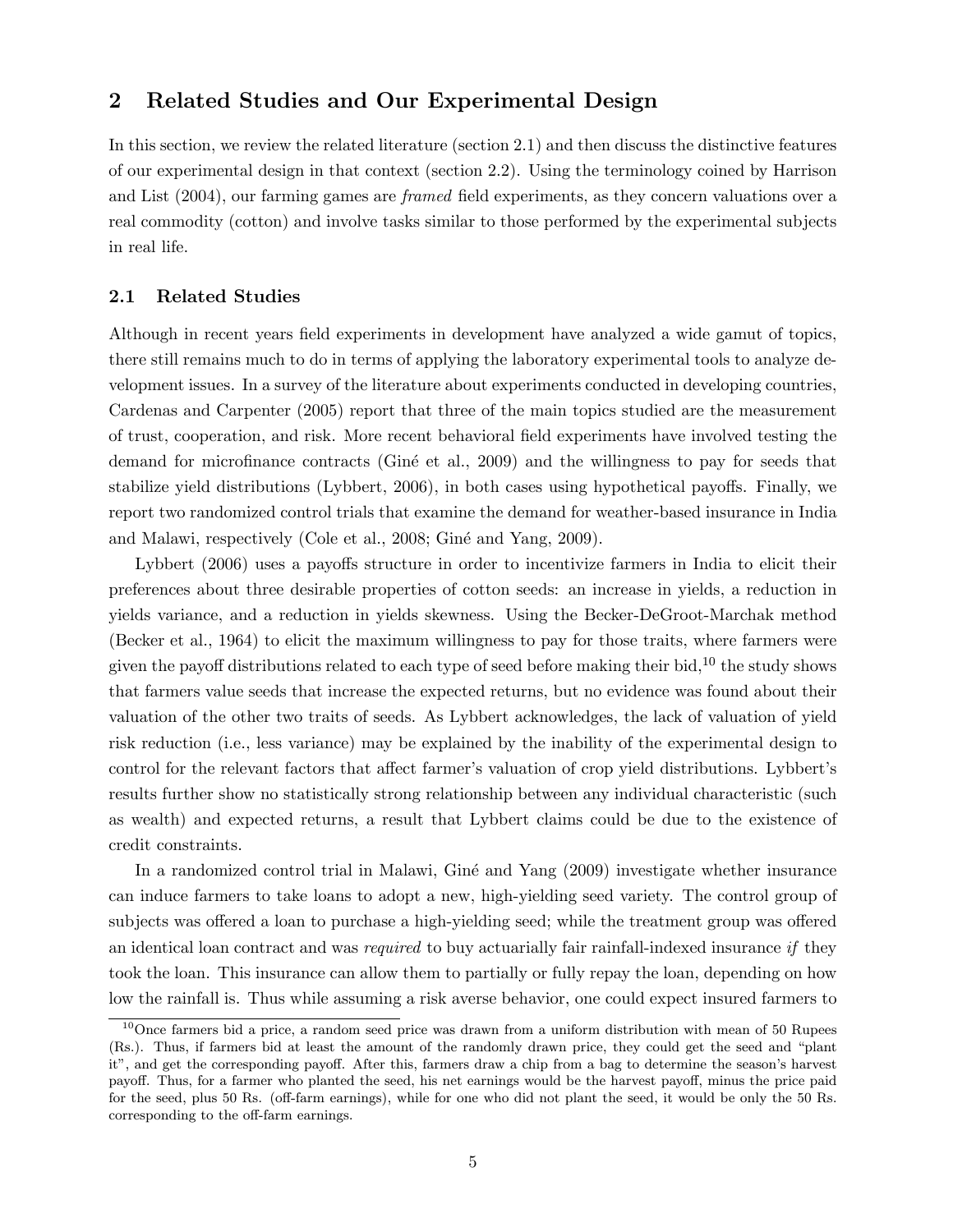## 2 Related Studies and Our Experimental Design

In this section, we review the related literature (section 2.1) and then discuss the distinctive features of our experimental design in that context (section 2.2). Using the terminology coined by Harrison and List (2004), our farming games are *framed* field experiments, as they concern valuations over a real commodity (cotton) and involve tasks similar to those performed by the experimental subjects in real life.

### 2.1 Related Studies

Although in recent years field experiments in development have analyzed a wide gamut of topics, there still remains much to do in terms of applying the laboratory experimental tools to analyze development issues. In a survey of the literature about experiments conducted in developing countries, Cardenas and Carpenter (2005) report that three of the main topics studied are the measurement of trust, cooperation, and risk. More recent behavioral field experiments have involved testing the demand for microfinance contracts (Giné et al., 2009) and the willingness to pay for seeds that stabilize yield distributions (Lybbert, 2006), in both cases using hypothetical payoffs. Finally, we report two randomized control trials that examine the demand for weather-based insurance in India and Malawi, respectively (Cole et al., 2008; Giné and Yang, 2009).

Lybbert (2006) uses a payoffs structure in order to incentivize farmers in India to elicit their preferences about three desirable properties of cotton seeds: an increase in yields, a reduction in yields variance, and a reduction in yields skewness. Using the Becker-DeGroot-Marchak method (Becker et al., 1964) to elicit the maximum willingness to pay for those traits, where farmers were given the payoff distributions related to each type of seed before making their bid,[10] the study shows that farmers value seeds that increase the expected returns, but no evidence was found about their valuation of the other two traits of seeds. As Lybbert acknowledges, the lack of valuation of yield risk reduction (i.e., less variance) may be explained by the inability of the experimental design to control for the relevant factors that affect farmer's valuation of crop yield distributions. Lybbert's results further show no statistically strong relationship between any individual characteristic (such as wealth) and expected returns, a result that Lybbert claims could be due to the existence of credit constraints.

In a randomized control trial in Malawi, Giné and Yang (2009) investigate whether insurance can induce farmers to take loans to adopt a new, high-yielding seed variety. The control group of subjects was offered a loan to purchase a high-yielding seed; while the treatment group was offered an identical loan contract and was *required* to buy actuarially fair rainfall-indexed insurance *if* they took the loan. This insurance can allow them to partially or fully repay the loan, depending on how low the rainfall is. Thus while assuming a risk averse behavior, one could expect insured farmers to

[10] Once farmers bid a price, a random seed price was drawn from a uniform distribution with mean of 50 Rupees (Rs.). Thus, if farmers bid at least the amount of the randomly drawn price, they could get the seed and "plant it", and get the corresponding payoff. After this, farmers draw a chip from a bag to determine the season's harvest payoff. Thus, for a farmer who planted the seed, his net earnings would be the harvest payoff, minus the price paid for the seed, plus 50 Rs. (off-farm earnings), while for one who did not plant the seed, it would be only the 50 Rs. corresponding to the off-farm earnings.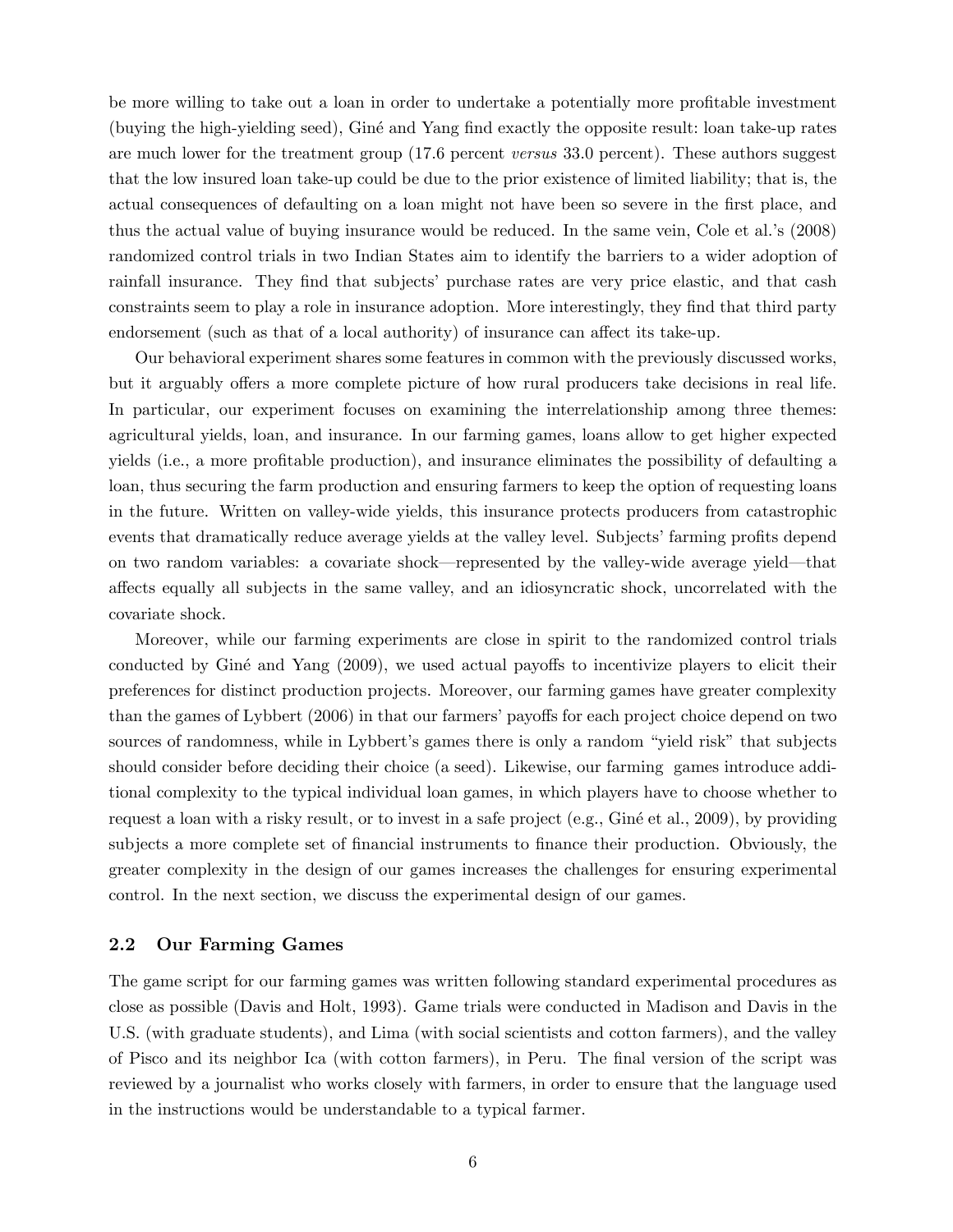be more willing to take out a loan in order to undertake a potentially more profitable investment (buying the high-yielding seed), Giné and Yang find exactly the opposite result: loan take-up rates are much lower for the treatment group (17.6 percent *versus* 33.0 percent). These authors suggest that the low insured loan take-up could be due to the prior existence of limited liability; that is, the actual consequences of defaulting on a loan might not have been so severe in the first place, and thus the actual value of buying insurance would be reduced. In the same vein, Cole et al.'s (2008) randomized control trials in two Indian States aim to identify the barriers to a wider adoption of rainfall insurance. They find that subjects' purchase rates are very price elastic, and that cash constraints seem to play a role in insurance adoption. More interestingly, they find that third party endorsement (such as that of a local authority) of insurance can affect its take-up.

Our behavioral experiment shares some features in common with the previously discussed works, but it arguably offers a more complete picture of how rural producers take decisions in real life. In particular, our experiment focuses on examining the interrelationship among three themes: agricultural yields, loan, and insurance. In our farming games, loans allow to get higher expected yields (i.e., a more profitable production), and insurance eliminates the possibility of defaulting a loan, thus securing the farm production and ensuring farmers to keep the option of requesting loans in the future. Written on valley-wide yields, this insurance protects producers from catastrophic events that dramatically reduce average yields at the valley level. Subjects' farming profits depend on two random variables: a covariate shock—represented by the valley-wide average yield—that affects equally all subjects in the same valley, and an idiosyncratic shock, uncorrelated with the covariate shock.

Moreover, while our farming experiments are close in spirit to the randomized control trials conducted by Giné and Yang (2009), we used actual payoffs to incentivize players to elicit their preferences for distinct production projects. Moreover, our farming games have greater complexity than the games of Lybbert (2006) in that our farmers' payoffs for each project choice depend on two sources of randomness, while in Lybbert's games there is only a random "yield risk" that subjects should consider before deciding their choice (a seed). Likewise, our farming games introduce additional complexity to the typical individual loan games, in which players have to choose whether to request a loan with a risky result, or to invest in a safe project (e.g., Giné et al., 2009), by providing subjects a more complete set of financial instruments to finance their production. Obviously, the greater complexity in the design of our games increases the challenges for ensuring experimental control. In the next section, we discuss the experimental design of our games.

### 2.2 Our Farming Games

The game script for our farming games was written following standard experimental procedures as close as possible (Davis and Holt, 1993). Game trials were conducted in Madison and Davis in the U.S. (with graduate students), and Lima (with social scientists and cotton farmers), and the valley of Pisco and its neighbor Ica (with cotton farmers), in Peru. The final version of the script was reviewed by a journalist who works closely with farmers, in order to ensure that the language used in the instructions would be understandable to a typical farmer.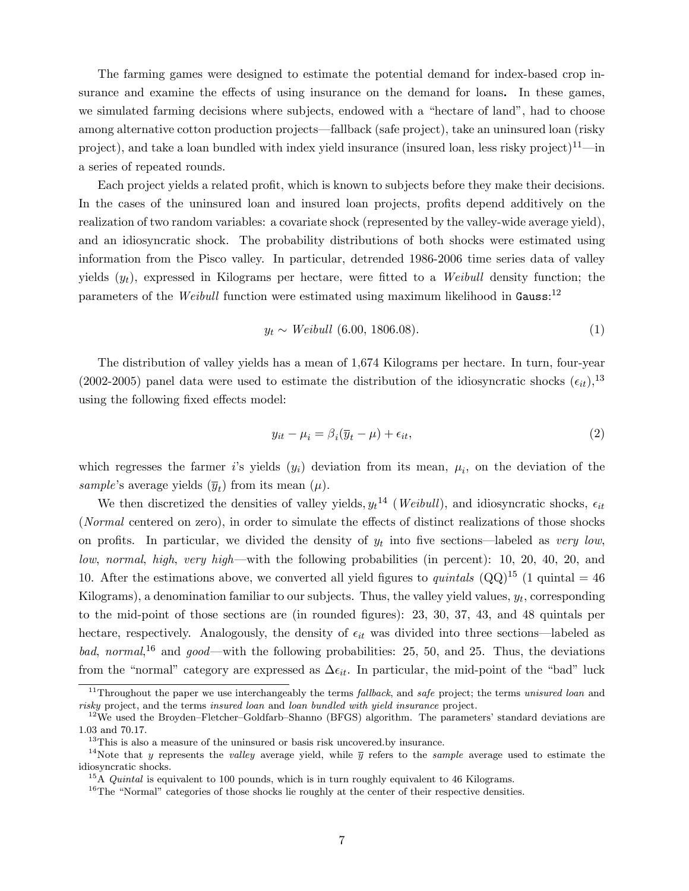The farming games were designed to estimate the potential demand for index-based crop insurance and examine the effects of using insurance on the demand for loans**.** In these games, we simulated farming decisions where subjects, endowed with a "hectare of land", had to choose among alternative cotton production projects—fallback (safe project), take an uninsured loan (risky project), and take a loan bundled with index yield insurance (insured loan, less risky project)[11]—in a series of repeated rounds.

Each project yields a related profit, which is known to subjects before they make their decisions. In the cases of the uninsured loan and insured loan projects, profits depend additively on the realization of two random variables: a covariate shock (represented by the valley-wide average yield), and an idiosyncratic shock. The probability distributions of both shocks were estimated using information from the Pisco valley. In particular, detrended 1986-2006 time series data of valley yields ($y_t$), expressed in Kilograms per hectare, were fitted to a *Weibull* density function; the parameters of the *Weibull* function were estimated using maximum likelihood in `Gauss`:[12]

$$y_t \sim \textit{Weibull}\ (6.00,\ 1806.08). \tag{1}$$

The distribution of valley yields has a mean of 1,674 Kilograms per hectare. In turn, four-year (2002-2005) panel data were used to estimate the distribution of the idiosyncratic shocks ($\epsilon_{it}$),[13] using the following fixed effects model:

$$y_{it} - \mu_i = \beta_i(\overline{y}_t - \mu) + \epsilon_{it}, \tag{2}$$

which regresses the farmer $i$'s yields ($y_i$) deviation from its mean, $\mu_i$, on the deviation of the *sample*'s average yields ($\overline{y}_t$) from its mean ($\mu$).

We then discretized the densities of valley yields, $y_t$[14] (*Weibull*), and idiosyncratic shocks, $\epsilon_{it}$ (*Normal* centered on zero), in order to simulate the effects of distinct realizations of those shocks on profits. In particular, we divided the density of $y_t$ into five sections—labeled as *very low*, *low*, *normal*, *high*, *very high*—with the following probabilities (in percent): 10, 20, 40, 20, and 10. After the estimations above, we converted all yield figures to *quintals* (QQ)[15] (1 quintal = 46 Kilograms), a denomination familiar to our subjects. Thus, the valley yield values, $y_t$, corresponding to the mid-point of those sections are (in rounded figures): 23, 30, 37, 43, and 48 quintals per hectare, respectively. Analogously, the density of $\epsilon_{it}$ was divided into three sections—labeled as *bad*, *normal*,[16] and *good*—with the following probabilities: 25, 50, and 25. Thus, the deviations from the "normal" category are expressed as $\Delta\epsilon_{it}$. In particular, the mid-point of the "bad" luck

[11] Throughout the paper we use interchangeably the terms *fallback*, and *safe* project; the terms *unisured loan* and *risky* project, and the terms *insured loan* and *loan bundled with yield insurance* project.

[12] We used the Broyden–Fletcher–Goldfarb–Shanno (BFGS) algorithm. The parameters' standard deviations are 1.03 and 70.17.

[13] This is also a measure of the uninsured or basis risk uncovered.by insurance.

[14] Note that $y$ represents the *valley* average yield, while $\overline{y}$ refers to the *sample* average used to estimate the idiosyncratic shocks.

[15] A *Quintal* is equivalent to 100 pounds, which is in turn roughly equivalent to 46 Kilograms.

[16] The "Normal" categories of those shocks lie roughly at the center of their respective densities.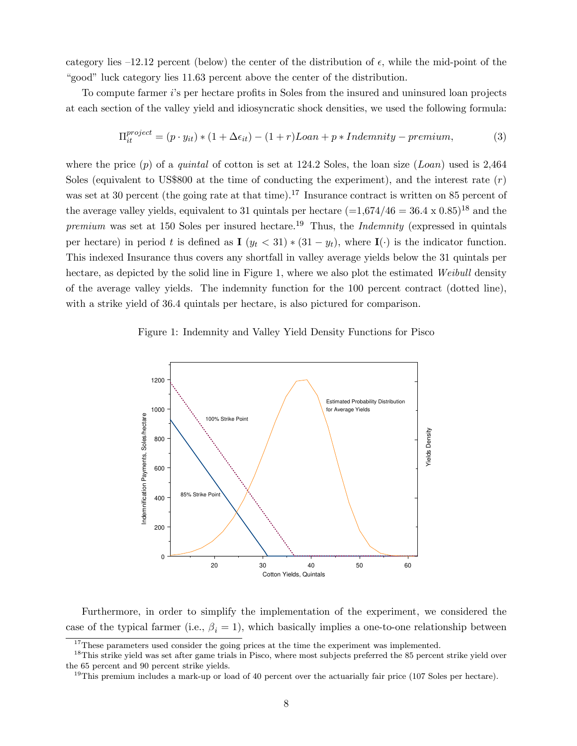category lies –12.12 percent (below) the center of the distribution of $\epsilon$, while the mid-point of the "good" luck category lies 11.63 percent above the center of the distribution.

To compute farmer $i$'s per hectare profits in Soles from the insured and uninsured loan projects at each section of the valley yield and idiosyncratic shock densities, we used the following formula:

$$\Pi_{it}^{project} = (p \cdot y_{it}) * (1 + \Delta\epsilon_{it}) - (1 + r)Loan + p * Indemnity - premium, \tag{3}$$

where the price ($p$) of a *quintal* of cotton is set at 124.2 Soles, the loan size ($Loan$) used is 2,464 Soles (equivalent to US$800 at the time of conducting the experiment), and the interest rate ($r$) was set at 30 percent (the going rate at that time).[17] Insurance contract is written on 85 percent of the average valley yields, equivalent to 31 quintals per hectare ($=1{,}674/46 = 36.4 \times 0.85$)[18] and the *premium* was set at 150 Soles per insured hectare.[19] Thus, the *Indemnity* (expressed in quintals per hectare) in period $t$ is defined as $\mathbf{I}\ (y_t < 31) * (31 - y_t)$, where $\mathbf{I}(\cdot)$ is the indicator function. This indexed Insurance thus covers any shortfall in valley average yields below the 31 quintals per hectare, as depicted by the solid line in Figure 1, where we also plot the estimated *Weibull* density of the average valley yields. The indemnity function for the 100 percent contract (dotted line), with a strike yield of 36.4 quintals per hectare, is also pictured for comparison.

Figure 1: Indemnity and Valley Yield Density Functions for Pisco

Furthermore, in order to simplify the implementation of the experiment, we considered the case of the typical farmer (i.e., $\beta_i = 1$), which basically implies a one-to-one relationship between

[17] These parameters used consider the going prices at the time the experiment was implemented.

[18] This strike yield was set after game trials in Pisco, where most subjects preferred the 85 percent strike yield over the 65 percent and 90 percent strike yields.

[19] This premium includes a mark-up or load of 40 percent over the actuarially fair price (107 Soles per hectare).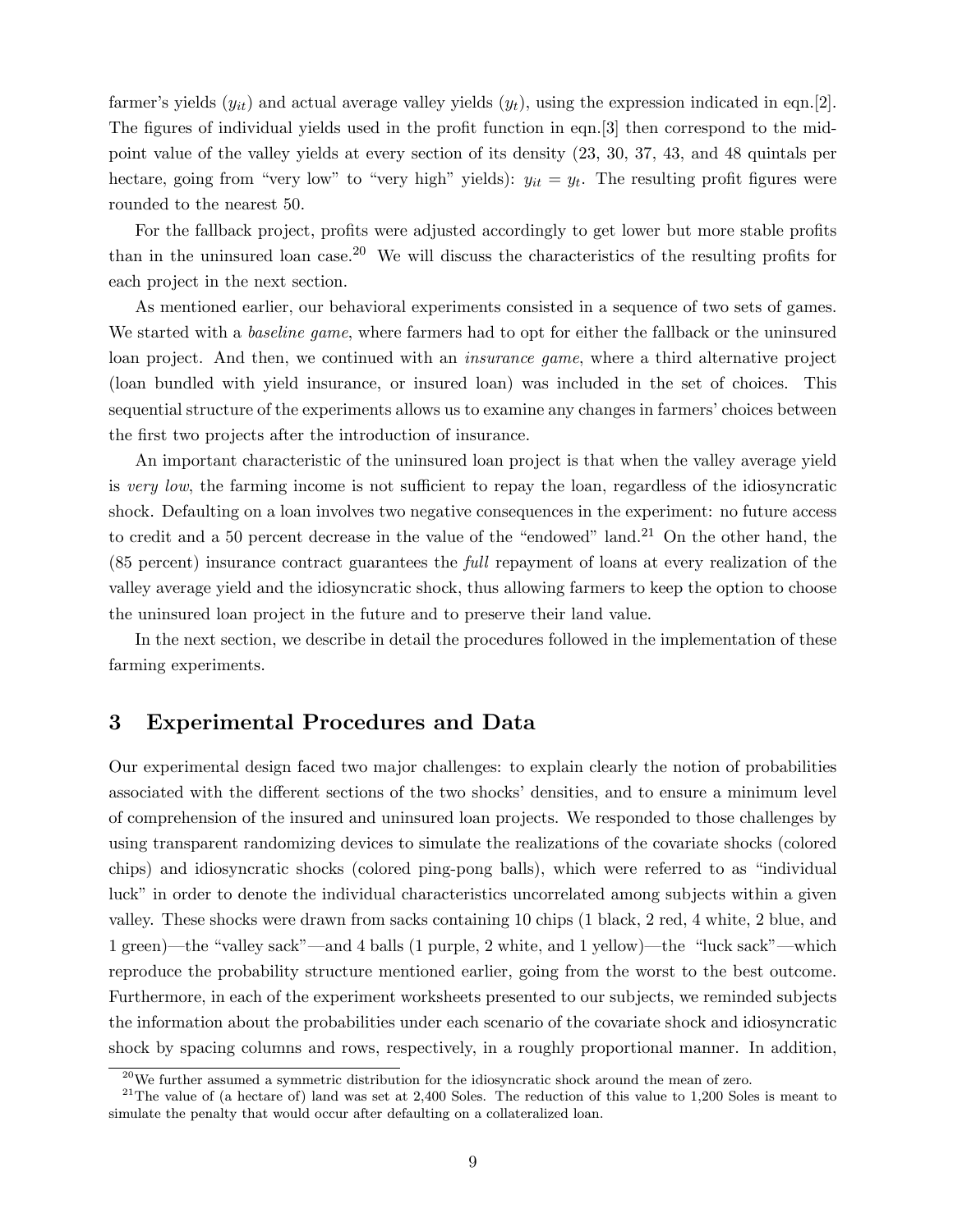farmer's yields ($y_{it}$) and actual average valley yields ($y_t$), using the expression indicated in eqn.[2]. The figures of individual yields used in the profit function in eqn.[3] then correspond to the mid-point value of the valley yields at every section of its density (23, 30, 37, 43, and 48 quintals per hectare, going from "very low" to "very high" yields): $y_{it} = y_t$. The resulting profit figures were rounded to the nearest 50.

For the fallback project, profits were adjusted accordingly to get lower but more stable profits than in the uninsured loan case.[20] We will discuss the characteristics of the resulting profits for each project in the next section.

As mentioned earlier, our behavioral experiments consisted in a sequence of two sets of games. We started with a *baseline game*, where farmers had to opt for either the fallback or the uninsured loan project. And then, we continued with an *insurance game*, where a third alternative project (loan bundled with yield insurance, or insured loan) was included in the set of choices. This sequential structure of the experiments allows us to examine any changes in farmers' choices between the first two projects after the introduction of insurance.

An important characteristic of the uninsured loan project is that when the valley average yield is *very low*, the farming income is not sufficient to repay the loan, regardless of the idiosyncratic shock. Defaulting on a loan involves two negative consequences in the experiment: no future access to credit and a 50 percent decrease in the value of the "endowed" land.[21] On the other hand, the (85 percent) insurance contract guarantees the *full* repayment of loans at every realization of the valley average yield and the idiosyncratic shock, thus allowing farmers to keep the option to choose the uninsured loan project in the future and to preserve their land value.

In the next section, we describe in detail the procedures followed in the implementation of these farming experiments.

## 3 Experimental Procedures and Data

Our experimental design faced two major challenges: to explain clearly the notion of probabilities associated with the different sections of the two shocks' densities, and to ensure a minimum level of comprehension of the insured and uninsured loan projects. We responded to those challenges by using transparent randomizing devices to simulate the realizations of the covariate shocks (colored chips) and idiosyncratic shocks (colored ping-pong balls), which were referred to as "individual luck" in order to denote the individual characteristics uncorrelated among subjects within a given valley. These shocks were drawn from sacks containing 10 chips (1 black, 2 red, 4 white, 2 blue, and 1 green)—the "valley sack"—and 4 balls (1 purple, 2 white, and 1 yellow)—the "luck sack"—which reproduce the probability structure mentioned earlier, going from the worst to the best outcome. Furthermore, in each of the experiment worksheets presented to our subjects, we reminded subjects the information about the probabilities under each scenario of the covariate shock and idiosyncratic shock by spacing columns and rows, respectively, in a roughly proportional manner. In addition,

[20] We further assumed a symmetric distribution for the idiosyncratic shock around the mean of zero.

[21] The value of (a hectare of) land was set at 2,400 Soles. The reduction of this value to 1,200 Soles is meant to simulate the penalty that would occur after defaulting on a collateralized loan.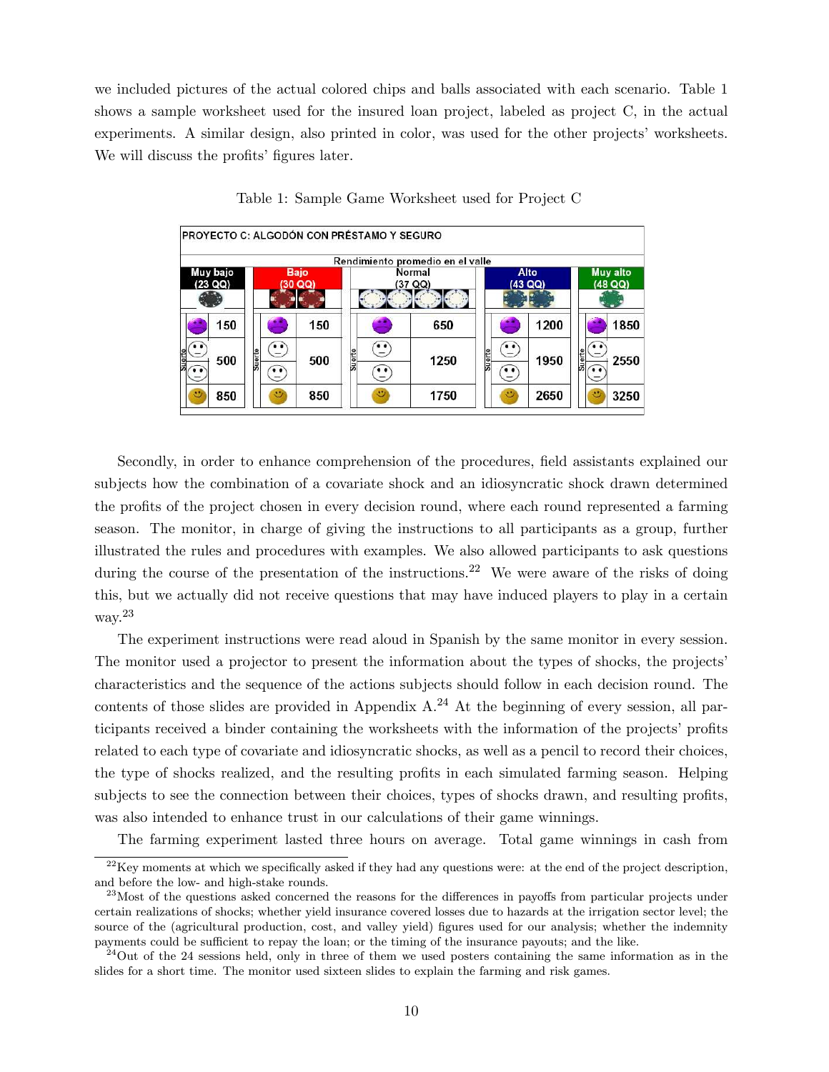we included pictures of the actual colored chips and balls associated with each scenario. Table 1 shows a sample worksheet used for the insured loan project, labeled as project C, in the actual experiments. A similar design, also printed in color, was used for the other projects' worksheets. We will discuss the profits' figures later.

Table 1: Sample Game Worksheet used for Project C

| PROYECTO C: ALGODÓN CON PRÉSTAMO Y SEGURO | | | | |
|---|---|---|---|---|
| Rendimiento promedio en el valle | | | | |
| Muy bajo (23 QQ) | Bajo (30 QQ) | Normal (37 QQ) | Alto (43 QQ) | Muy alto (48 QQ) |
| 150 | 150 | 650 | 1200 | 1850 |
| 500 | 500 | 1250 | 1950 | 2550 |
| 850 | 850 | 1750 | 2650 | 3250 |

Secondly, in order to enhance comprehension of the procedures, field assistants explained our subjects how the combination of a covariate shock and an idiosyncratic shock drawn determined the profits of the project chosen in every decision round, where each round represented a farming season. The monitor, in charge of giving the instructions to all participants as a group, further illustrated the rules and procedures with examples. We also allowed participants to ask questions during the course of the presentation of the instructions.[22] We were aware of the risks of doing this, but we actually did not receive questions that may have induced players to play in a certain way.[23]

The experiment instructions were read aloud in Spanish by the same monitor in every session. The monitor used a projector to present the information about the types of shocks, the projects' characteristics and the sequence of the actions subjects should follow in each decision round. The contents of those slides are provided in Appendix A.[24] At the beginning of every session, all participants received a binder containing the worksheets with the information of the projects' profits related to each type of covariate and idiosyncratic shocks, as well as a pencil to record their choices, the type of shocks realized, and the resulting profits in each simulated farming season. Helping subjects to see the connection between their choices, types of shocks drawn, and resulting profits, was also intended to enhance trust in our calculations of their game winnings.

The farming experiment lasted three hours on average. Total game winnings in cash from

[22] Key moments at which we specifically asked if they had any questions were: at the end of the project description, and before the low- and high-stake rounds.

[23] Most of the questions asked concerned the reasons for the differences in payoffs from particular projects under certain realizations of shocks; whether yield insurance covered losses due to hazards at the irrigation sector level; the source of the (agricultural production, cost, and valley yield) figures used for our analysis; whether the indemnity payments could be sufficient to repay the loan; or the timing of the insurance payouts; and the like.

[24] Out of the 24 sessions held, only in three of them we used posters containing the same information as in the slides for a short time. The monitor used sixteen slides to explain the farming and risk games.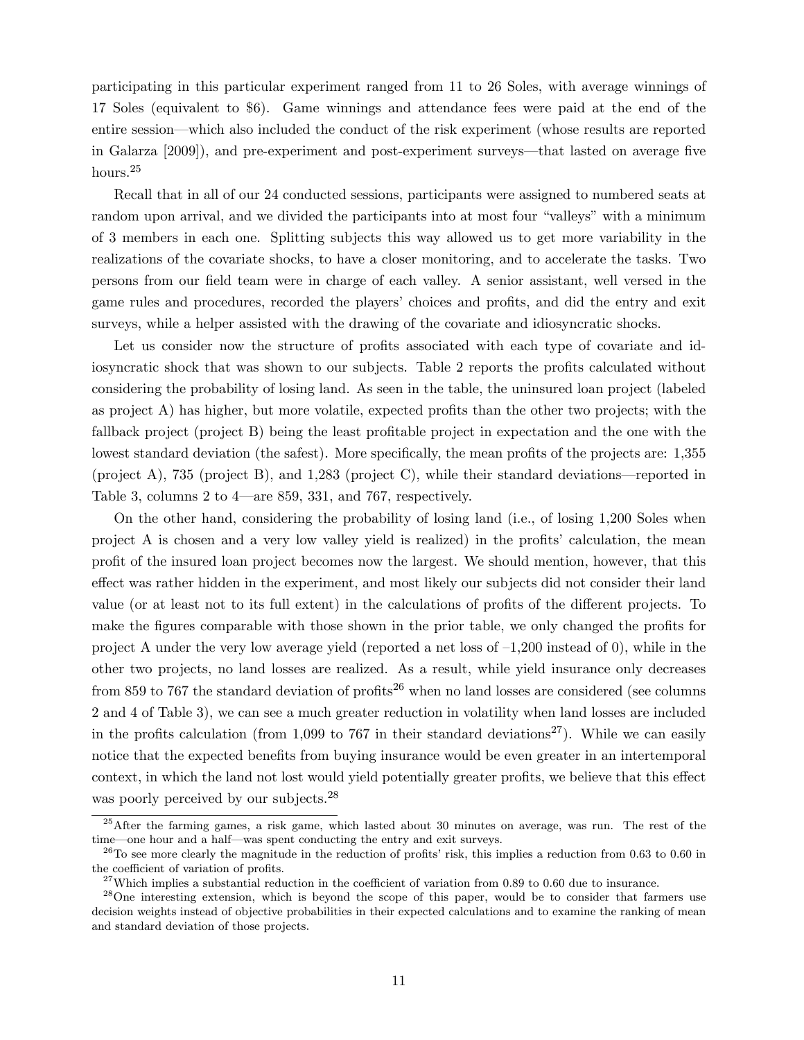participating in this particular experiment ranged from 11 to 26 Soles, with average winnings of 17 Soles (equivalent to \$6). Game winnings and attendance fees were paid at the end of the entire session—which also included the conduct of the risk experiment (whose results are reported in Galarza [2009]), and pre-experiment and post-experiment surveys—that lasted on average five hours.[25]

Recall that in all of our 24 conducted sessions, participants were assigned to numbered seats at random upon arrival, and we divided the participants into at most four "valleys" with a minimum of 3 members in each one. Splitting subjects this way allowed us to get more variability in the realizations of the covariate shocks, to have a closer monitoring, and to accelerate the tasks. Two persons from our field team were in charge of each valley. A senior assistant, well versed in the game rules and procedures, recorded the players' choices and profits, and did the entry and exit surveys, while a helper assisted with the drawing of the covariate and idiosyncratic shocks.

Let us consider now the structure of profits associated with each type of covariate and idiosyncratic shock that was shown to our subjects. Table 2 reports the profits calculated without considering the probability of losing land. As seen in the table, the uninsured loan project (labeled as project A) has higher, but more volatile, expected profits than the other two projects; with the fallback project (project B) being the least profitable project in expectation and the one with the lowest standard deviation (the safest). More specifically, the mean profits of the projects are: 1,355 (project A), 735 (project B), and 1,283 (project C), while their standard deviations—reported in Table 3, columns 2 to 4—are 859, 331, and 767, respectively.

On the other hand, considering the probability of losing land (i.e., of losing 1,200 Soles when project A is chosen and a very low valley yield is realized) in the profits' calculation, the mean profit of the insured loan project becomes now the largest. We should mention, however, that this effect was rather hidden in the experiment, and most likely our subjects did not consider their land value (or at least not to its full extent) in the calculations of profits of the different projects. To make the figures comparable with those shown in the prior table, we only changed the profits for project A under the very low average yield (reported a net loss of –1,200 instead of 0), while in the other two projects, no land losses are realized. As a result, while yield insurance only decreases from 859 to 767 the standard deviation of profits[26] when no land losses are considered (see columns 2 and 4 of Table 3), we can see a much greater reduction in volatility when land losses are included in the profits calculation (from 1,099 to 767 in their standard deviations[27]). While we can easily notice that the expected benefits from buying insurance would be even greater in an intertemporal context, in which the land not lost would yield potentially greater profits, we believe that this effect was poorly perceived by our subjects.[28]

---

[25] After the farming games, a risk game, which lasted about 30 minutes on average, was run. The rest of the time—one hour and a half—was spent conducting the entry and exit surveys.

[26] To see more clearly the magnitude in the reduction of profits' risk, this implies a reduction from 0.63 to 0.60 in the coefficient of variation of profits.

[27] Which implies a substantial reduction in the coefficient of variation from 0.89 to 0.60 due to insurance.

[28] One interesting extension, which is beyond the scope of this paper, would be to consider that farmers use decision weights instead of objective probabilities in their expected calculations and to examine the ranking of mean and standard deviation of those projects.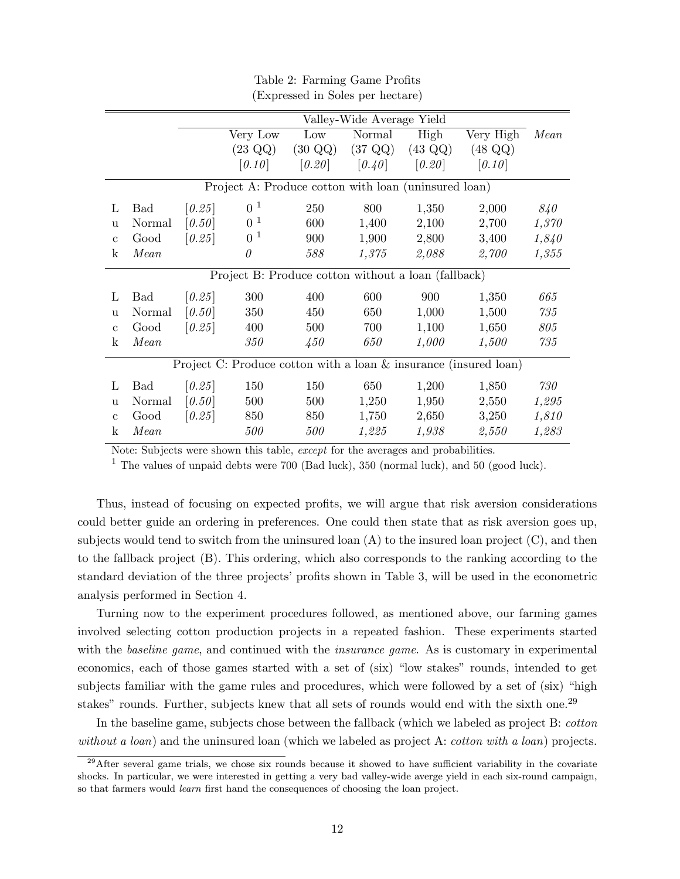Table 2: Farming Game Profits
(Expressed in Soles per hectare)

| | | | Valley-Wide Average Yield | | | | | |
|---|---|---|---|---|---|---|---|---|
| | | | Very Low (23 QQ) [*0.10*] | Low (30 QQ) [*0.20*] | Normal (37 QQ) [*0.40*] | High (43 QQ) [*0.20*] | Very High (48 QQ) [*0.10*] | *Mean* |
| | | | **Project A: Produce cotton with loan (uninsured loan)** | | | | | |
| L | Bad | [*0.25*] | 0 [1] | 250 | 800 | 1,350 | 2,000 | *840* |
| u | Normal | [*0.50*] | 0 [1] | 600 | 1,400 | 2,100 | 2,700 | *1,370* |
| c | Good | [*0.25*] | 0 [1] | 900 | 1,900 | 2,800 | 3,400 | *1,840* |
| k | *Mean* | | *0* | *588* | *1,375* | *2,088* | *2,700* | *1,355* |
| | | | **Project B: Produce cotton without a loan (fallback)** | | | | | |
| L | Bad | [*0.25*] | 300 | 400 | 600 | 900 | 1,350 | *665* |
| u | Normal | [*0.50*] | 350 | 450 | 650 | 1,000 | 1,500 | *735* |
| c | Good | [*0.25*] | 400 | 500 | 700 | 1,100 | 1,650 | *805* |
| k | *Mean* | | *350* | *450* | *650* | *1,000* | *1,500* | *735* |
| | | | **Project C: Produce cotton with a loan & insurance (insured loan)** | | | | | |
| L | Bad | [*0.25*] | 150 | 150 | 650 | 1,200 | 1,850 | *730* |
| u | Normal | [*0.50*] | 500 | 500 | 1,250 | 1,950 | 2,550 | *1,295* |
| c | Good | [*0.25*] | 850 | 850 | 1,750 | 2,650 | 3,250 | *1,810* |
| k | *Mean* | | *500* | *500* | *1,225* | *1,938* | *2,550* | *1,283* |

Note: Subjects were shown this table, *except* for the averages and probabilities.
[1] The values of unpaid debts were 700 (Bad luck), 350 (normal luck), and 50 (good luck).

Thus, instead of focusing on expected profits, we will argue that risk aversion considerations could better guide an ordering in preferences. One could then state that as risk aversion goes up, subjects would tend to switch from the uninsured loan (A) to the insured loan project (C), and then to the fallback project (B). This ordering, which also corresponds to the ranking according to the standard deviation of the three projects' profits shown in Table 3, will be used in the econometric analysis performed in Section 4.

Turning now to the experiment procedures followed, as mentioned above, our farming games involved selecting cotton production projects in a repeated fashion. These experiments started with the *baseline game*, and continued with the *insurance game*. As is customary in experimental economics, each of those games started with a set of (six) "low stakes" rounds, intended to get subjects familiar with the game rules and procedures, which were followed by a set of (six) "high stakes" rounds. Further, subjects knew that all sets of rounds would end with the sixth one.[29]

In the baseline game, subjects chose between the fallback (which we labeled as project B: *cotton without a loan*) and the uninsured loan (which we labeled as project A: *cotton with a loan*) projects.

[29] After several game trials, we chose six rounds because it showed to have sufficient variability in the covariate shocks. In particular, we were interested in getting a very bad valley-wide averge yield in each six-round campaign, so that farmers would *learn* first hand the consequences of choosing the loan project.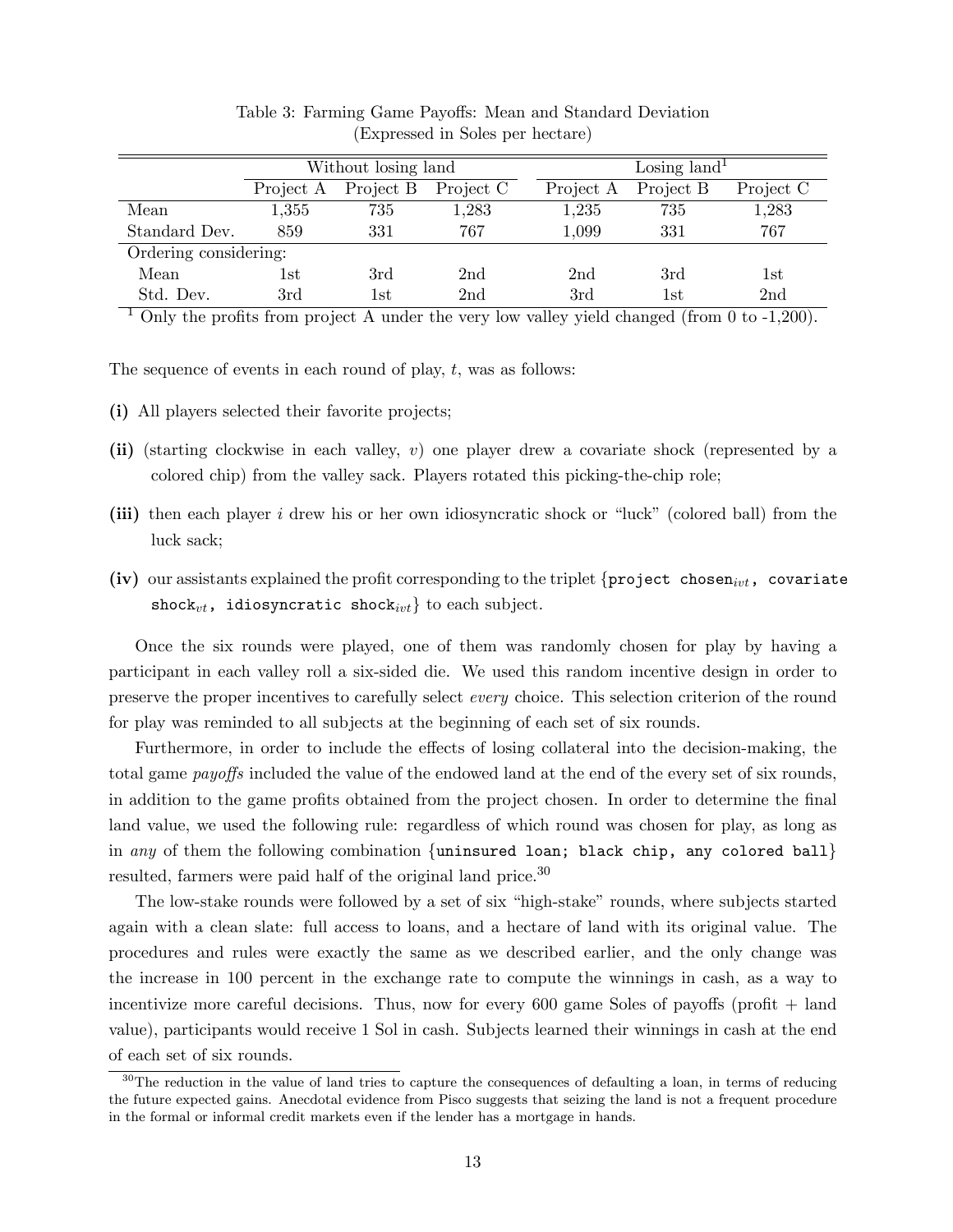Table 3: Farming Game Payoffs: Mean and Standard Deviation
(Expressed in Soles per hectare)

| | Without losing land | | | Losing land[1] | | |
|---|---|---|---|---|---|---|
| | Project A | Project B | Project C | Project A | Project B | Project C |
| Mean | 1,355 | 735 | 1,283 | 1,235 | 735 | 1,283 |
| Standard Dev. | 859 | 331 | 767 | 1,099 | 331 | 767 |
| Ordering considering: | | | | | | |
| Mean | 1st | 3rd | 2nd | 2nd | 3rd | 1st |
| Std. Dev. | 3rd | 1st | 2nd | 3rd | 1st | 2nd |

[1] Only the profits from project A under the very low valley yield changed (from 0 to -1,200).

The sequence of events in each round of play, $t$, was as follows:

**(i)** All players selected their favorite projects;

**(ii)** (starting clockwise in each valley, $v$) one player drew a covariate shock (represented by a colored chip) from the valley sack. Players rotated this picking-the-chip role;

**(iii)** then each player $i$ drew his or her own idiosyncratic shock or "luck" (colored ball) from the luck sack;

**(iv)** our assistants explained the profit corresponding to the triplet {`project chosen`$_{ivt}$`, covariate shock`$_{vt}$`, idiosyncratic shock`$_{ivt}$} to each subject.

Once the six rounds were played, one of them was randomly chosen for play by having a participant in each valley roll a six-sided die. We used this random incentive design in order to preserve the proper incentives to carefully select *every* choice. This selection criterion of the round for play was reminded to all subjects at the beginning of each set of six rounds.

Furthermore, in order to include the effects of losing collateral into the decision-making, the total game *payoffs* included the value of the endowed land at the end of the every set of six rounds, in addition to the game profits obtained from the project chosen. In order to determine the final land value, we used the following rule: regardless of which round was chosen for play, as long as in *any* of them the following combination {`uninsured loan; black chip, any colored ball`} resulted, farmers were paid half of the original land price.[30]

The low-stake rounds were followed by a set of six "high-stake" rounds, where subjects started again with a clean slate: full access to loans, and a hectare of land with its original value. The procedures and rules were exactly the same as we described earlier, and the only change was the increase in 100 percent in the exchange rate to compute the winnings in cash, as a way to incentivize more careful decisions. Thus, now for every 600 game Soles of payoffs (profit + land value), participants would receive 1 Sol in cash. Subjects learned their winnings in cash at the end of each set of six rounds.

[30] The reduction in the value of land tries to capture the consequences of defaulting a loan, in terms of reducing the future expected gains. Anecdotal evidence from Pisco suggests that seizing the land is not a frequent procedure in the formal or informal credit markets even if the lender has a mortgage in hands.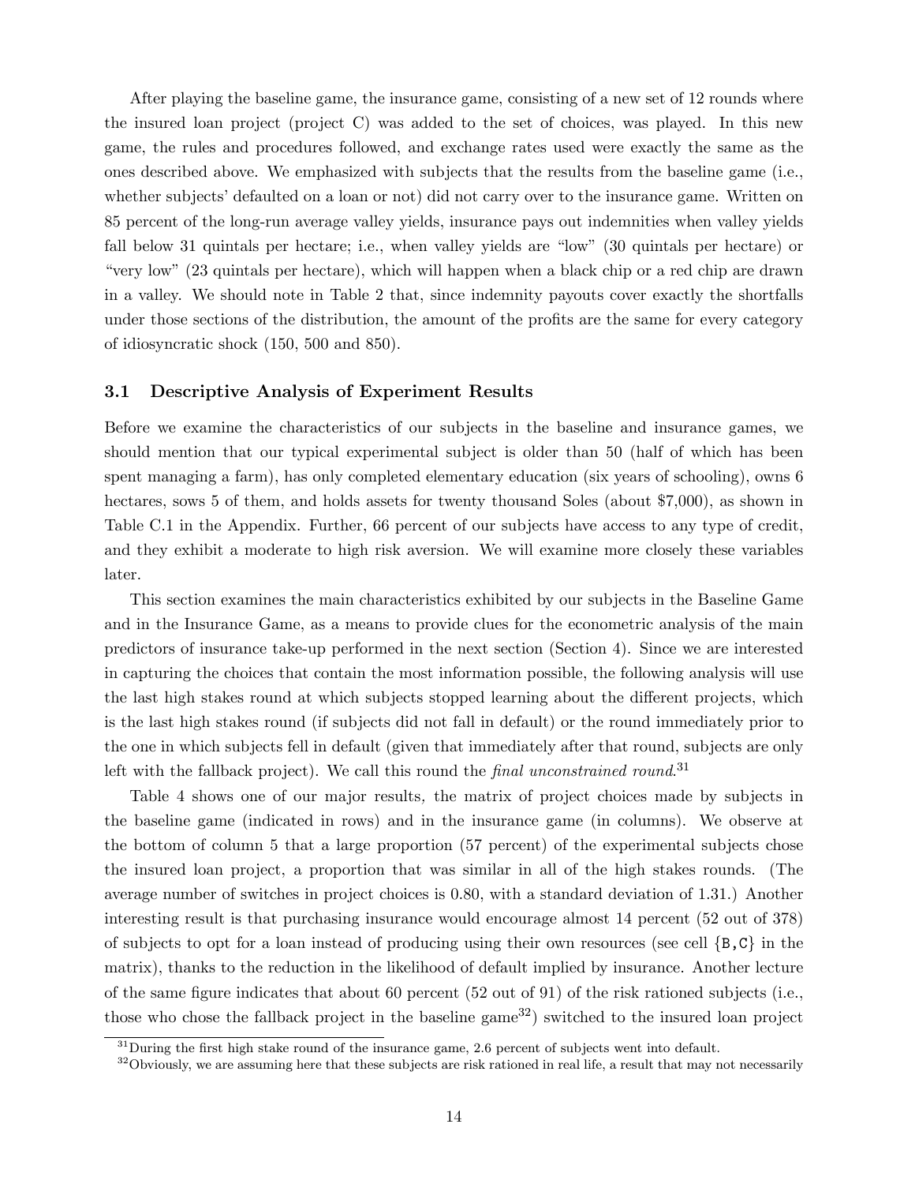After playing the baseline game, the insurance game, consisting of a new set of 12 rounds where the insured loan project (project C) was added to the set of choices, was played. In this new game, the rules and procedures followed, and exchange rates used were exactly the same as the ones described above. We emphasized with subjects that the results from the baseline game (i.e., whether subjects' defaulted on a loan or not) did not carry over to the insurance game. Written on 85 percent of the long-run average valley yields, insurance pays out indemnities when valley yields fall below 31 quintals per hectare; i.e., when valley yields are "low" (30 quintals per hectare) or "very low" (23 quintals per hectare), which will happen when a black chip or a red chip are drawn in a valley. We should note in Table 2 that, since indemnity payouts cover exactly the shortfalls under those sections of the distribution, the amount of the profits are the same for every category of idiosyncratic shock (150, 500 and 850).

### 3.1 Descriptive Analysis of Experiment Results

Before we examine the characteristics of our subjects in the baseline and insurance games, we should mention that our typical experimental subject is older than 50 (half of which has been spent managing a farm), has only completed elementary education (six years of schooling), owns 6 hectares, sows 5 of them, and holds assets for twenty thousand Soles (about $7,000), as shown in Table C.1 in the Appendix. Further, 66 percent of our subjects have access to any type of credit, and they exhibit a moderate to high risk aversion. We will examine more closely these variables later.

This section examines the main characteristics exhibited by our subjects in the Baseline Game and in the Insurance Game, as a means to provide clues for the econometric analysis of the main predictors of insurance take-up performed in the next section (Section 4). Since we are interested in capturing the choices that contain the most information possible, the following analysis will use the last high stakes round at which subjects stopped learning about the different projects, which is the last high stakes round (if subjects did not fall in default) or the round immediately prior to the one in which subjects fell in default (given that immediately after that round, subjects are only left with the fallback project). We call this round the *final unconstrained round*.[31]

Table 4 shows one of our major results, the matrix of project choices made by subjects in the baseline game (indicated in rows) and in the insurance game (in columns). We observe at the bottom of column 5 that a large proportion (57 percent) of the experimental subjects chose the insured loan project, a proportion that was similar in all of the high stakes rounds. (The average number of switches in project choices is 0.80, with a standard deviation of 1.31.) Another interesting result is that purchasing insurance would encourage almost 14 percent (52 out of 378) of subjects to opt for a loan instead of producing using their own resources (see cell {B,C} in the matrix), thanks to the reduction in the likelihood of default implied by insurance. Another lecture of the same figure indicates that about 60 percent (52 out of 91) of the risk rationed subjects (i.e., those who chose the fallback project in the baseline game[32]) switched to the insured loan project

[31] During the first high stake round of the insurance game, 2.6 percent of subjects went into default.

[32] Obviously, we are assuming here that these subjects are risk rationed in real life, a result that may not necessarily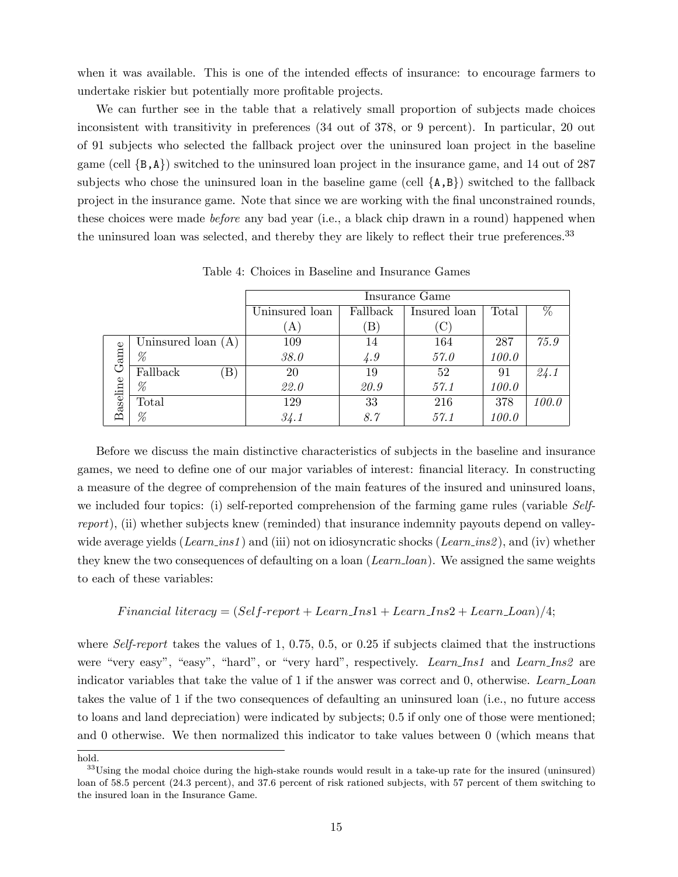when it was available. This is one of the intended effects of insurance: to encourage farmers to undertake riskier but potentially more profitable projects.

We can further see in the table that a relatively small proportion of subjects made choices inconsistent with transitivity in preferences (34 out of 378, or 9 percent). In particular, 20 out of 91 subjects who selected the fallback project over the uninsured loan project in the baseline game (cell {B,A}) switched to the uninsured loan project in the insurance game, and 14 out of 287 subjects who chose the uninsured loan in the baseline game (cell {A,B}) switched to the fallback project in the insurance game. Note that since we are working with the final unconstrained rounds, these choices were made *before* any bad year (i.e., a black chip drawn in a round) happened when the uninsured loan was selected, and thereby they are likely to reflect their true preferences.[33]

Table 4: Choices in Baseline and Insurance Games

| | | Insurance Game | | | | |
|---|---|---|---|---|---|---|
| | | Uninsured loan (A) | Fallback (B) | Insured loan (C) | Total | % |
| Baseline Game | Uninsured loan (A) | 109 | 14 | 164 | 287 | *75.9* |
| | % | *38.0* | *4.9* | *57.0* | *100.0* | |
| | Fallback (B) | 20 | 19 | 52 | 91 | *24.1* |
| | % | *22.0* | *20.9* | *57.1* | *100.0* | |
| | Total | 129 | 33 | 216 | 378 | *100.0* |
| | % | *34.1* | *8.7* | *57.1* | *100.0* | |

Before we discuss the main distinctive characteristics of subjects in the baseline and insurance games, we need to define one of our major variables of interest: financial literacy. In constructing a measure of the degree of comprehension of the main features of the insured and uninsured loans, we included four topics: (i) self-reported comprehension of the farming game rules (variable *Self-report*), (ii) whether subjects knew (reminded) that insurance indemnity payouts depend on valley-wide average yields (*Learn_ins1*) and (iii) not on idiosyncratic shocks (*Learn_ins2*), and (iv) whether they knew the two consequences of defaulting on a loan (*Learn_loan*). We assigned the same weights to each of these variables:

$$Financial\ literacy = (Self\text{-}report + Learn\_Ins1 + Learn\_Ins2 + Learn\_Loan)/4;$$

where *Self-report* takes the values of 1, 0.75, 0.5, or 0.25 if subjects claimed that the instructions were "very easy", "easy", "hard", or "very hard", respectively. *Learn_Ins1* and *Learn_Ins2* are indicator variables that take the value of 1 if the answer was correct and 0, otherwise. *Learn_Loan* takes the value of 1 if the two consequences of defaulting an uninsured loan (i.e., no future access to loans and land depreciation) were indicated by subjects; 0.5 if only one of those were mentioned; and 0 otherwise. We then normalized this indicator to take values between 0 (which means that

hold.

[33]Using the modal choice during the high-stake rounds would result in a take-up rate for the insured (uninsured) loan of 58.5 percent (24.3 percent), and 37.6 percent of risk rationed subjects, with 57 percent of them switching to the insured loan in the Insurance Game.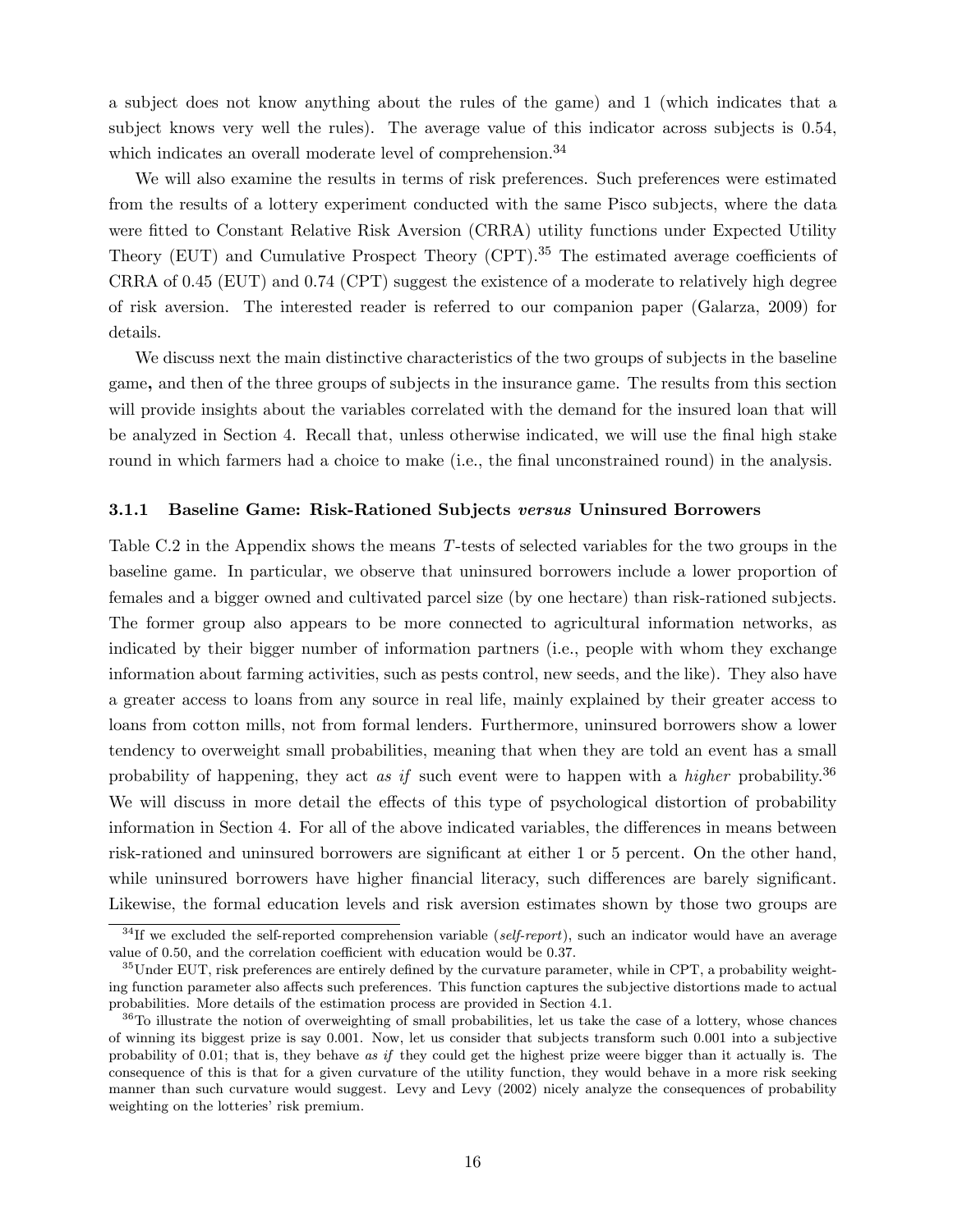a subject does not know anything about the rules of the game) and 1 (which indicates that a subject knows very well the rules). The average value of this indicator across subjects is 0.54, which indicates an overall moderate level of comprehension.[34]

We will also examine the results in terms of risk preferences. Such preferences were estimated from the results of a lottery experiment conducted with the same Pisco subjects, where the data were fitted to Constant Relative Risk Aversion (CRRA) utility functions under Expected Utility Theory (EUT) and Cumulative Prospect Theory (CPT).[35] The estimated average coefficients of CRRA of 0.45 (EUT) and 0.74 (CPT) suggest the existence of a moderate to relatively high degree of risk aversion. The interested reader is referred to our companion paper (Galarza, 2009) for details.

We discuss next the main distinctive characteristics of the two groups of subjects in the baseline game**,** and then of the three groups of subjects in the insurance game. The results from this section will provide insights about the variables correlated with the demand for the insured loan that will be analyzed in Section 4. Recall that, unless otherwise indicated, we will use the final high stake round in which farmers had a choice to make (i.e., the final unconstrained round) in the analysis.

### 3.1.1 Baseline Game: Risk-Rationed Subjects *versus* Uninsured Borrowers

Table C.2 in the Appendix shows the means $T$-tests of selected variables for the two groups in the baseline game. In particular, we observe that uninsured borrowers include a lower proportion of females and a bigger owned and cultivated parcel size (by one hectare) than risk-rationed subjects. The former group also appears to be more connected to agricultural information networks, as indicated by their bigger number of information partners (i.e., people with whom they exchange information about farming activities, such as pests control, new seeds, and the like). They also have a greater access to loans from any source in real life, mainly explained by their greater access to loans from cotton mills, not from formal lenders. Furthermore, uninsured borrowers show a lower tendency to overweight small probabilities, meaning that when they are told an event has a small probability of happening, they act *as if* such event were to happen with a *higher* probability.[36] We will discuss in more detail the effects of this type of psychological distortion of probability information in Section 4. For all of the above indicated variables, the differences in means between risk-rationed and uninsured borrowers are significant at either 1 or 5 percent. On the other hand, while uninsured borrowers have higher financial literacy, such differences are barely significant. Likewise, the formal education levels and risk aversion estimates shown by those two groups are

---

[34]If we excluded the self-reported comprehension variable (*self-report*), such an indicator would have an average value of 0.50, and the correlation coefficient with education would be 0.37.

[35]Under EUT, risk preferences are entirely defined by the curvature parameter, while in CPT, a probability weighting function parameter also affects such preferences. This function captures the subjective distortions made to actual probabilities. More details of the estimation process are provided in Section 4.1.

[36]To illustrate the notion of overweighting of small probabilities, let us take the case of a lottery, whose chances of winning its biggest prize is say 0.001. Now, let us consider that subjects transform such 0.001 into a subjective probability of 0.01; that is, they behave *as if* they could get the highest prize weere bigger than it actually is. The consequence of this is that for a given curvature of the utility function, they would behave in a more risk seeking manner than such curvature would suggest. Levy and Levy (2002) nicely analyze the consequences of probability weighting on the lotteries' risk premium.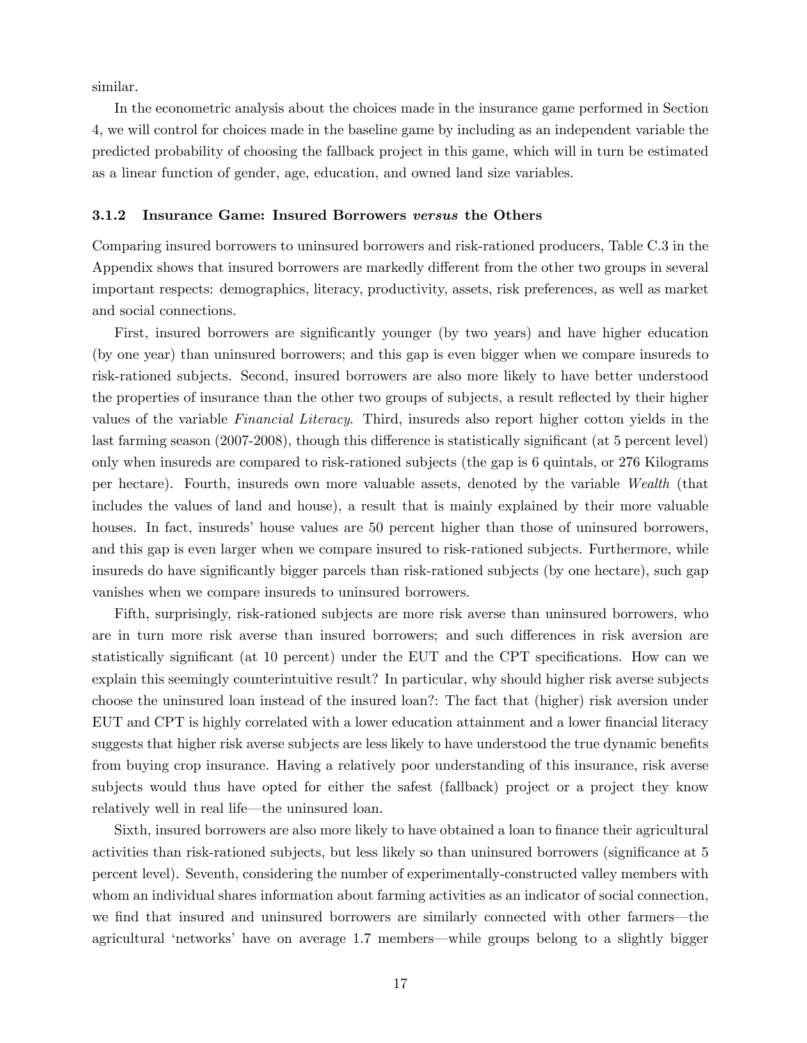similar.

In the econometric analysis about the choices made in the insurance game performed in Section 4, we will control for choices made in the baseline game by including as an independent variable the predicted probability of choosing the fallback project in this game, which will in turn be estimated as a linear function of gender, age, education, and owned land size variables.

### 3.1.2 Insurance Game: Insured Borrowers *versus* the Others

Comparing insured borrowers to uninsured borrowers and risk-rationed producers, Table C.3 in the Appendix shows that insured borrowers are markedly different from the other two groups in several important respects: demographics, literacy, productivity, assets, risk preferences, as well as market and social connections.

First, insured borrowers are significantly younger (by two years) and have higher education (by one year) than uninsured borrowers; and this gap is even bigger when we compare insureds to risk-rationed subjects. Second, insured borrowers are also more likely to have better understood the properties of insurance than the other two groups of subjects, a result reflected by their higher values of the variable *Financial Literacy*. Third, insureds also report higher cotton yields in the last farming season (2007-2008), though this difference is statistically significant (at 5 percent level) only when insureds are compared to risk-rationed subjects (the gap is 6 quintals, or 276 Kilograms per hectare). Fourth, insureds own more valuable assets, denoted by the variable *Wealth* (that includes the values of land and house), a result that is mainly explained by their more valuable houses. In fact, insureds' house values are 50 percent higher than those of uninsured borrowers, and this gap is even larger when we compare insured to risk-rationed subjects. Furthermore, while insureds do have significantly bigger parcels than risk-rationed subjects (by one hectare), such gap vanishes when we compare insureds to uninsured borrowers.

Fifth, surprisingly, risk-rationed subjects are more risk averse than uninsured borrowers, who are in turn more risk averse than insured borrowers; and such differences in risk aversion are statistically significant (at 10 percent) under the EUT and the CPT specifications. How can we explain this seemingly counterintuitive result? In particular, why should higher risk averse subjects choose the uninsured loan instead of the insured loan?: The fact that (higher) risk aversion under EUT and CPT is highly correlated with a lower education attainment and a lower financial literacy suggests that higher risk averse subjects are less likely to have understood the true dynamic benefits from buying crop insurance. Having a relatively poor understanding of this insurance, risk averse subjects would thus have opted for either the safest (fallback) project or a project they know relatively well in real life—the uninsured loan.

Sixth, insured borrowers are also more likely to have obtained a loan to finance their agricultural activities than risk-rationed subjects, but less likely so than uninsured borrowers (significance at 5 percent level). Seventh, considering the number of experimentally-constructed valley members with whom an individual shares information about farming activities as an indicator of social connection, we find that insured and uninsured borrowers are similarly connected with other farmers—the agricultural 'networks' have on average 1.7 members—while groups belong to a slightly bigger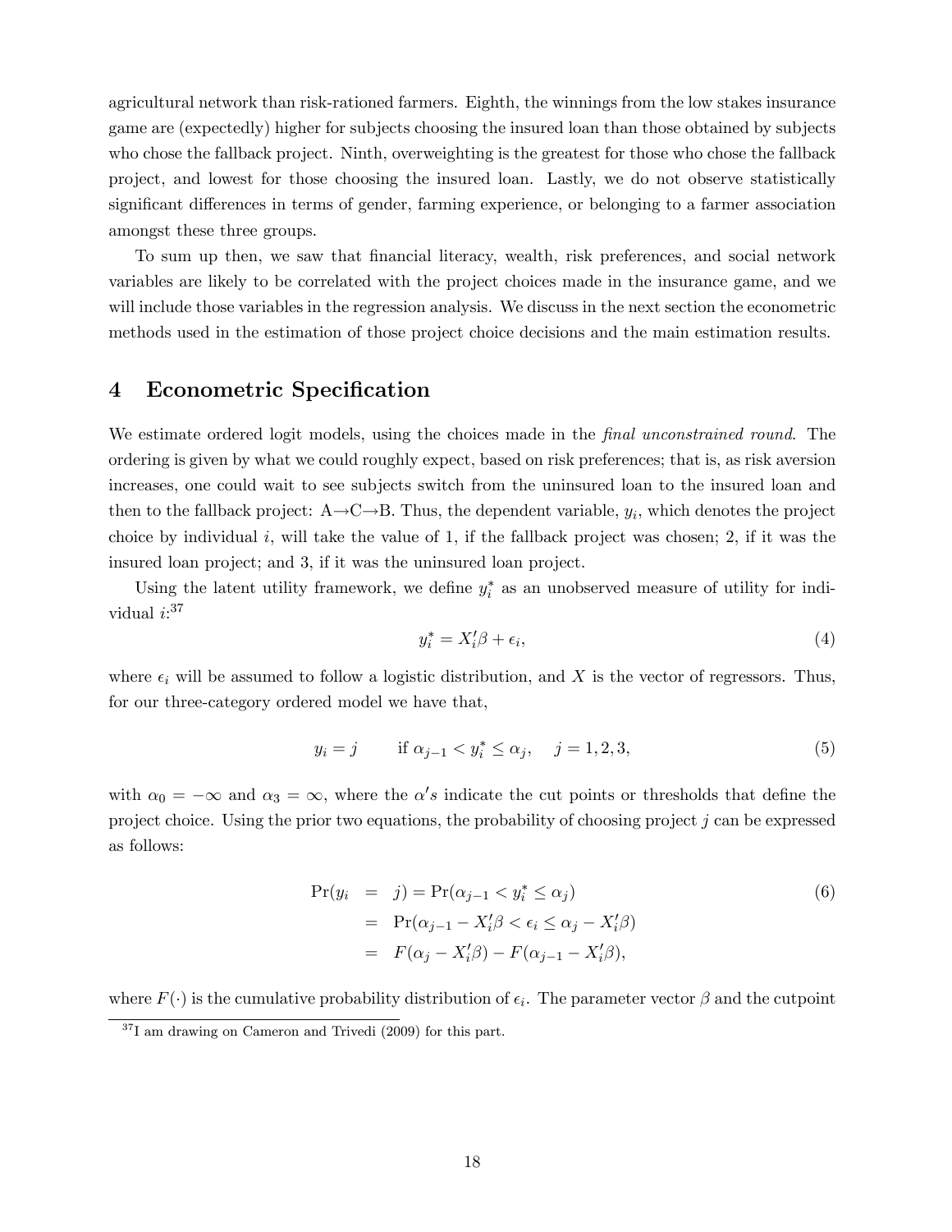agricultural network than risk-rationed farmers. Eighth, the winnings from the low stakes insurance game are (expectedly) higher for subjects choosing the insured loan than those obtained by subjects who chose the fallback project. Ninth, overweighting is the greatest for those who chose the fallback project, and lowest for those choosing the insured loan. Lastly, we do not observe statistically significant differences in terms of gender, farming experience, or belonging to a farmer association amongst these three groups.

To sum up then, we saw that financial literacy, wealth, risk preferences, and social network variables are likely to be correlated with the project choices made in the insurance game, and we will include those variables in the regression analysis. We discuss in the next section the econometric methods used in the estimation of those project choice decisions and the main estimation results.

## 4 Econometric Specification

We estimate ordered logit models, using the choices made in the *final unconstrained round*. The ordering is given by what we could roughly expect, based on risk preferences; that is, as risk aversion increases, one could wait to see subjects switch from the uninsured loan to the insured loan and then to the fallback project: A→C→B. Thus, the dependent variable, $y_i$, which denotes the project choice by individual $i$, will take the value of 1, if the fallback project was chosen; 2, if it was the insured loan project; and 3, if it was the uninsured loan project.

Using the latent utility framework, we define $y_i^*$ as an unobserved measure of utility for individual $i$:[37]

$$y_i^* = X_i'\beta + \epsilon_i, \tag{4}$$

where $\epsilon_i$ will be assumed to follow a logistic distribution, and $X$ is the vector of regressors. Thus, for our three-category ordered model we have that,

$$y_i = j \qquad \text{if } \alpha_{j-1} < y_i^* \leq \alpha_j, \quad j = 1, 2, 3, \tag{5}$$

with $\alpha_0 = -\infty$ and $\alpha_3 = \infty$, where the $\alpha' s$ indicate the cut points or thresholds that define the project choice. Using the prior two equations, the probability of choosing project $j$ can be expressed as follows:

$$\begin{aligned} \Pr(y_i &= j) = \Pr(\alpha_{j-1} < y_i^* \leq \alpha_j) \\ &= \Pr(\alpha_{j-1} - X_i'\beta < \epsilon_i \leq \alpha_j - X_i'\beta) \\ &= F(\alpha_j - X_i'\beta) - F(\alpha_{j-1} - X_i'\beta), \end{aligned} \tag{6}$$

where $F(\cdot)$ is the cumulative probability distribution of $\epsilon_i$. The parameter vector $\beta$ and the cutpoint

[37] I am drawing on Cameron and Trivedi (2009) for this part.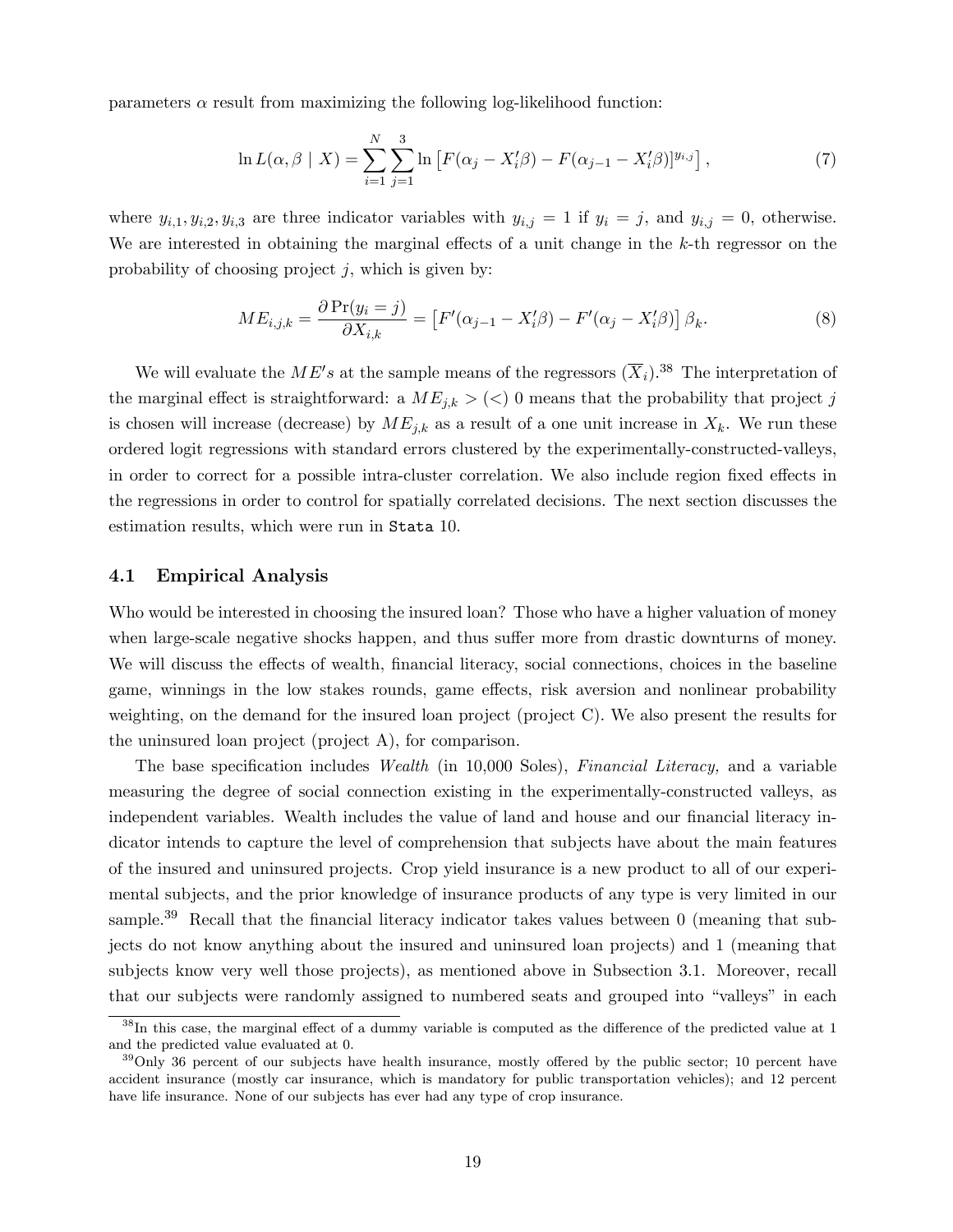parameters $\alpha$ result from maximizing the following log-likelihood function:

$$\ln L(\alpha, \beta \mid X) = \sum_{i=1}^{N} \sum_{j=1}^{3} \ln \left[ F(\alpha_j - X_i'\beta) - F(\alpha_{j-1} - X_i'\beta) \right]^{y_{i,j}} , \tag{7}$$

where $y_{i,1}, y_{i,2}, y_{i,3}$ are three indicator variables with $y_{i,j} = 1$ if $y_i = j$, and $y_{i,j} = 0$, otherwise. We are interested in obtaining the marginal effects of a unit change in the $k$-th regressor on the probability of choosing project $j$, which is given by:

$$ME_{i,j,k} = \frac{\partial \Pr(y_i = j)}{\partial X_{i,k}} = \left[ F'(\alpha_{j-1} - X_i'\beta) - F'(\alpha_j - X_i'\beta) \right] \beta_k. \tag{8}$$

We will evaluate the $ME's$ at the sample means of the regressors $(\overline{X}_i)$.[38] The interpretation of the marginal effect is straightforward: a $ME_{j,k} > (<)\ 0$ means that the probability that project $j$ is chosen will increase (decrease) by $ME_{j,k}$ as a result of a one unit increase in $X_k$. We run these ordered logit regressions with standard errors clustered by the experimentally-constructed-valleys, in order to correct for a possible intra-cluster correlation. We also include region fixed effects in the regressions in order to control for spatially correlated decisions. The next section discusses the estimation results, which were run in `Stata` 10.

### 4.1 Empirical Analysis

Who would be interested in choosing the insured loan? Those who have a higher valuation of money when large-scale negative shocks happen, and thus suffer more from drastic downturns of money. We will discuss the effects of wealth, financial literacy, social connections, choices in the baseline game, winnings in the low stakes rounds, game effects, risk aversion and nonlinear probability weighting, on the demand for the insured loan project (project C). We also present the results for the uninsured loan project (project A), for comparison.

The base specification includes *Wealth* (in 10,000 Soles), *Financial Literacy,* and a variable measuring the degree of social connection existing in the experimentally-constructed valleys, as independent variables. Wealth includes the value of land and house and our financial literacy indicator intends to capture the level of comprehension that subjects have about the main features of the insured and uninsured projects. Crop yield insurance is a new product to all of our experimental subjects, and the prior knowledge of insurance products of any type is very limited in our sample.[39] Recall that the financial literacy indicator takes values between 0 (meaning that subjects do not know anything about the insured and uninsured loan projects) and 1 (meaning that subjects know very well those projects), as mentioned above in Subsection 3.1. Moreover, recall that our subjects were randomly assigned to numbered seats and grouped into "valleys" in each

---

[38] In this case, the marginal effect of a dummy variable is computed as the difference of the predicted value at 1 and the predicted value evaluated at 0.

[39] Only 36 percent of our subjects have health insurance, mostly offered by the public sector; 10 percent have accident insurance (mostly car insurance, which is mandatory for public transportation vehicles); and 12 percent have life insurance. None of our subjects has ever had any type of crop insurance.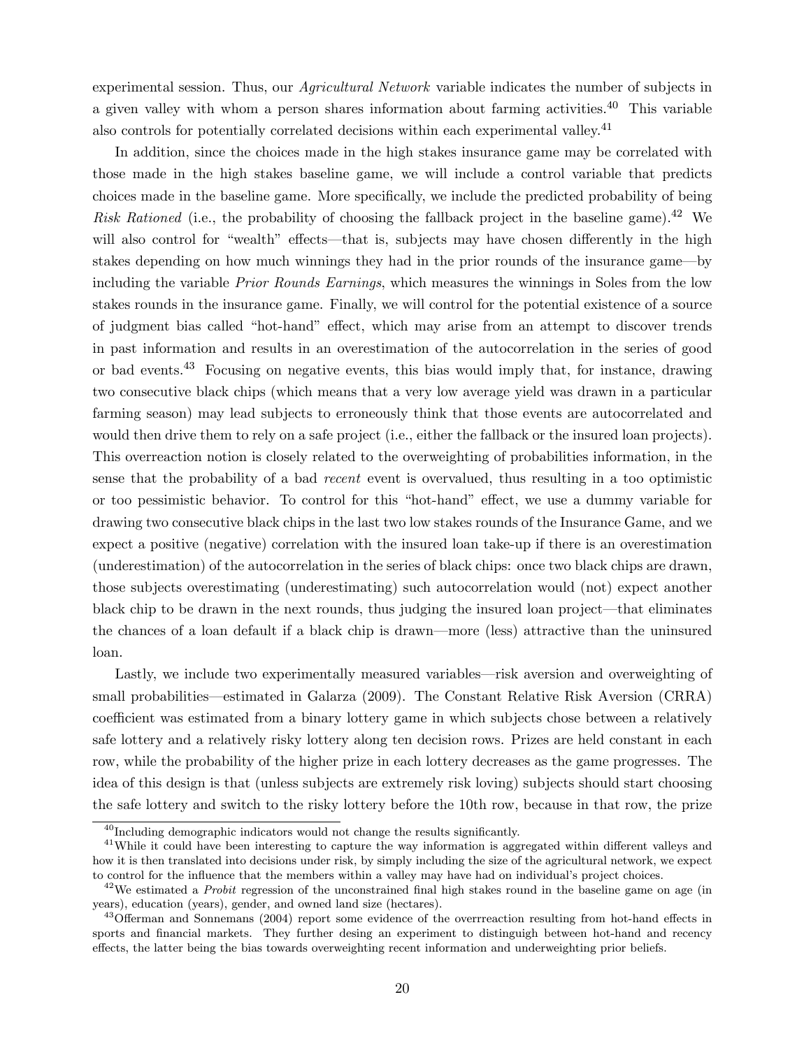experimental session. Thus, our *Agricultural Network* variable indicates the number of subjects in a given valley with whom a person shares information about farming activities.[40] This variable also controls for potentially correlated decisions within each experimental valley.[41]

In addition, since the choices made in the high stakes insurance game may be correlated with those made in the high stakes baseline game, we will include a control variable that predicts choices made in the baseline game. More specifically, we include the predicted probability of being *Risk Rationed* (i.e., the probability of choosing the fallback project in the baseline game).[42] We will also control for "wealth" effects—that is, subjects may have chosen differently in the high stakes depending on how much winnings they had in the prior rounds of the insurance game—by including the variable *Prior Rounds Earnings*, which measures the winnings in Soles from the low stakes rounds in the insurance game. Finally, we will control for the potential existence of a source of judgment bias called "hot-hand" effect, which may arise from an attempt to discover trends in past information and results in an overestimation of the autocorrelation in the series of good or bad events.[43] Focusing on negative events, this bias would imply that, for instance, drawing two consecutive black chips (which means that a very low average yield was drawn in a particular farming season) may lead subjects to erroneously think that those events are autocorrelated and would then drive them to rely on a safe project (i.e., either the fallback or the insured loan projects). This overreaction notion is closely related to the overweighting of probabilities information, in the sense that the probability of a bad *recent* event is overvalued, thus resulting in a too optimistic or too pessimistic behavior. To control for this "hot-hand" effect, we use a dummy variable for drawing two consecutive black chips in the last two low stakes rounds of the Insurance Game, and we expect a positive (negative) correlation with the insured loan take-up if there is an overestimation (underestimation) of the autocorrelation in the series of black chips: once two black chips are drawn, those subjects overestimating (underestimating) such autocorrelation would (not) expect another black chip to be drawn in the next rounds, thus judging the insured loan project—that eliminates the chances of a loan default if a black chip is drawn—more (less) attractive than the uninsured loan.

Lastly, we include two experimentally measured variables—risk aversion and overweighting of small probabilities—estimated in Galarza (2009). The Constant Relative Risk Aversion (CRRA) coefficient was estimated from a binary lottery game in which subjects chose between a relatively safe lottery and a relatively risky lottery along ten decision rows. Prizes are held constant in each row, while the probability of the higher prize in each lottery decreases as the game progresses. The idea of this design is that (unless subjects are extremely risk loving) subjects should start choosing the safe lottery and switch to the risky lottery before the 10th row, because in that row, the prize

[40] Including demographic indicators would not change the results significantly.

[41] While it could have been interesting to capture the way information is aggregated within different valleys and how it is then translated into decisions under risk, by simply including the size of the agricultural network, we expect to control for the influence that the members within a valley may have had on individual's project choices.

[42] We estimated a *Probit* regression of the unconstrained final high stakes round in the baseline game on age (in years), education (years), gender, and owned land size (hectares).

[43] Offerman and Sonnemans (2004) report some evidence of the overrreaction resulting from hot-hand effects in sports and financial markets. They further desing an experiment to distinguigh between hot-hand and recency effects, the latter being the bias towards overweighting recent information and underweighting prior beliefs.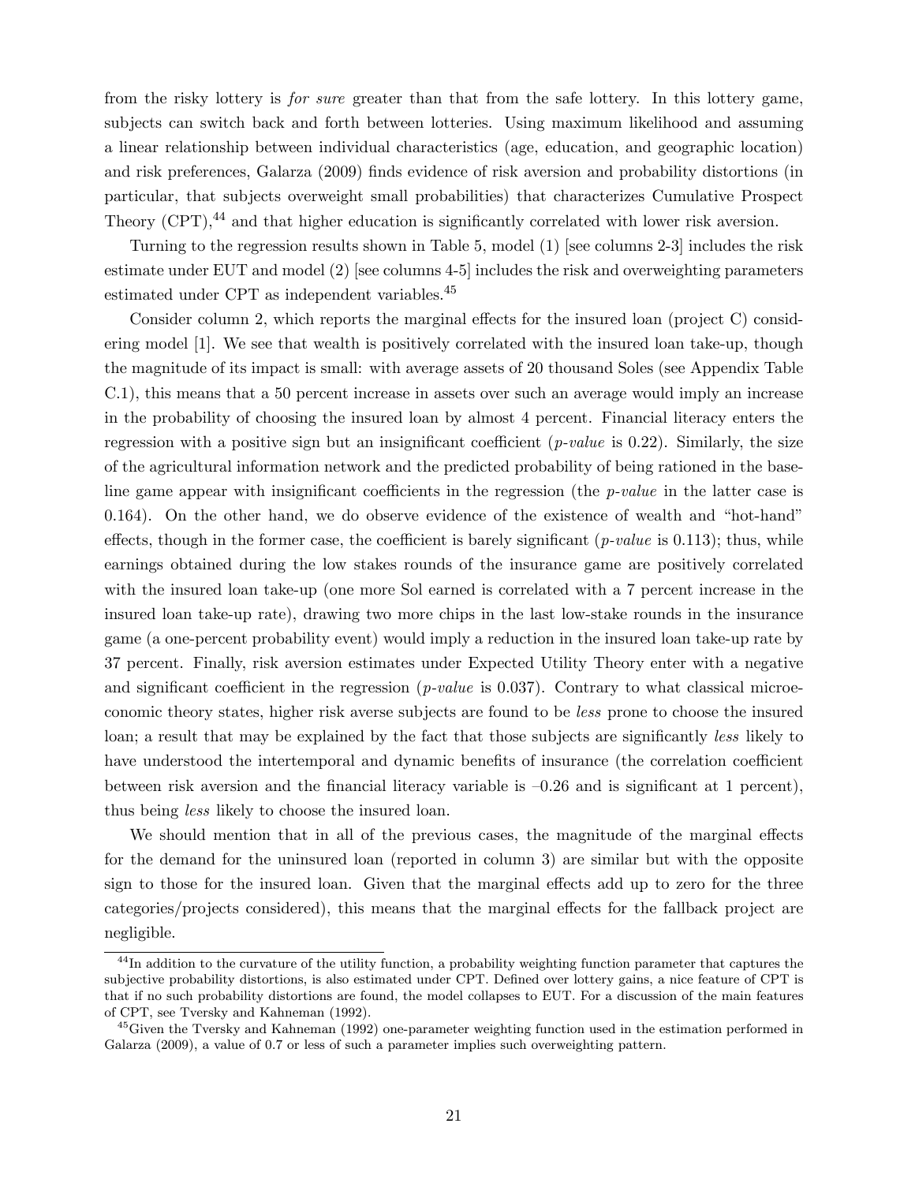from the risky lottery is *for sure* greater than that from the safe lottery. In this lottery game, subjects can switch back and forth between lotteries. Using maximum likelihood and assuming a linear relationship between individual characteristics (age, education, and geographic location) and risk preferences, Galarza (2009) finds evidence of risk aversion and probability distortions (in particular, that subjects overweight small probabilities) that characterizes Cumulative Prospect Theory (CPT),[44] and that higher education is significantly correlated with lower risk aversion.

Turning to the regression results shown in Table 5, model (1) [see columns 2-3] includes the risk estimate under EUT and model (2) [see columns 4-5] includes the risk and overweighting parameters estimated under CPT as independent variables.[45]

Consider column 2, which reports the marginal effects for the insured loan (project C) considering model [1]. We see that wealth is positively correlated with the insured loan take-up, though the magnitude of its impact is small: with average assets of 20 thousand Soles (see Appendix Table C.1), this means that a 50 percent increase in assets over such an average would imply an increase in the probability of choosing the insured loan by almost 4 percent. Financial literacy enters the regression with a positive sign but an insignificant coefficient (*p-value* is 0.22). Similarly, the size of the agricultural information network and the predicted probability of being rationed in the baseline game appear with insignificant coefficients in the regression (the *p-value* in the latter case is 0.164). On the other hand, we do observe evidence of the existence of wealth and "hot-hand" effects, though in the former case, the coefficient is barely significant (*p-value* is 0.113); thus, while earnings obtained during the low stakes rounds of the insurance game are positively correlated with the insured loan take-up (one more Sol earned is correlated with a 7 percent increase in the insured loan take-up rate), drawing two more chips in the last low-stake rounds in the insurance game (a one-percent probability event) would imply a reduction in the insured loan take-up rate by 37 percent. Finally, risk aversion estimates under Expected Utility Theory enter with a negative and significant coefficient in the regression (*p-value* is 0.037). Contrary to what classical microeconomic theory states, higher risk averse subjects are found to be *less* prone to choose the insured loan; a result that may be explained by the fact that those subjects are significantly *less* likely to have understood the intertemporal and dynamic benefits of insurance (the correlation coefficient between risk aversion and the financial literacy variable is –0.26 and is significant at 1 percent), thus being *less* likely to choose the insured loan.

We should mention that in all of the previous cases, the magnitude of the marginal effects for the demand for the uninsured loan (reported in column 3) are similar but with the opposite sign to those for the insured loan. Given that the marginal effects add up to zero for the three categories/projects considered), this means that the marginal effects for the fallback project are negligible.

[44] In addition to the curvature of the utility function, a probability weighting function parameter that captures the subjective probability distortions, is also estimated under CPT. Defined over lottery gains, a nice feature of CPT is that if no such probability distortions are found, the model collapses to EUT. For a discussion of the main features of CPT, see Tversky and Kahneman (1992).

[45] Given the Tversky and Kahneman (1992) one-parameter weighting function used in the estimation performed in Galarza (2009), a value of 0.7 or less of such a parameter implies such overweighting pattern.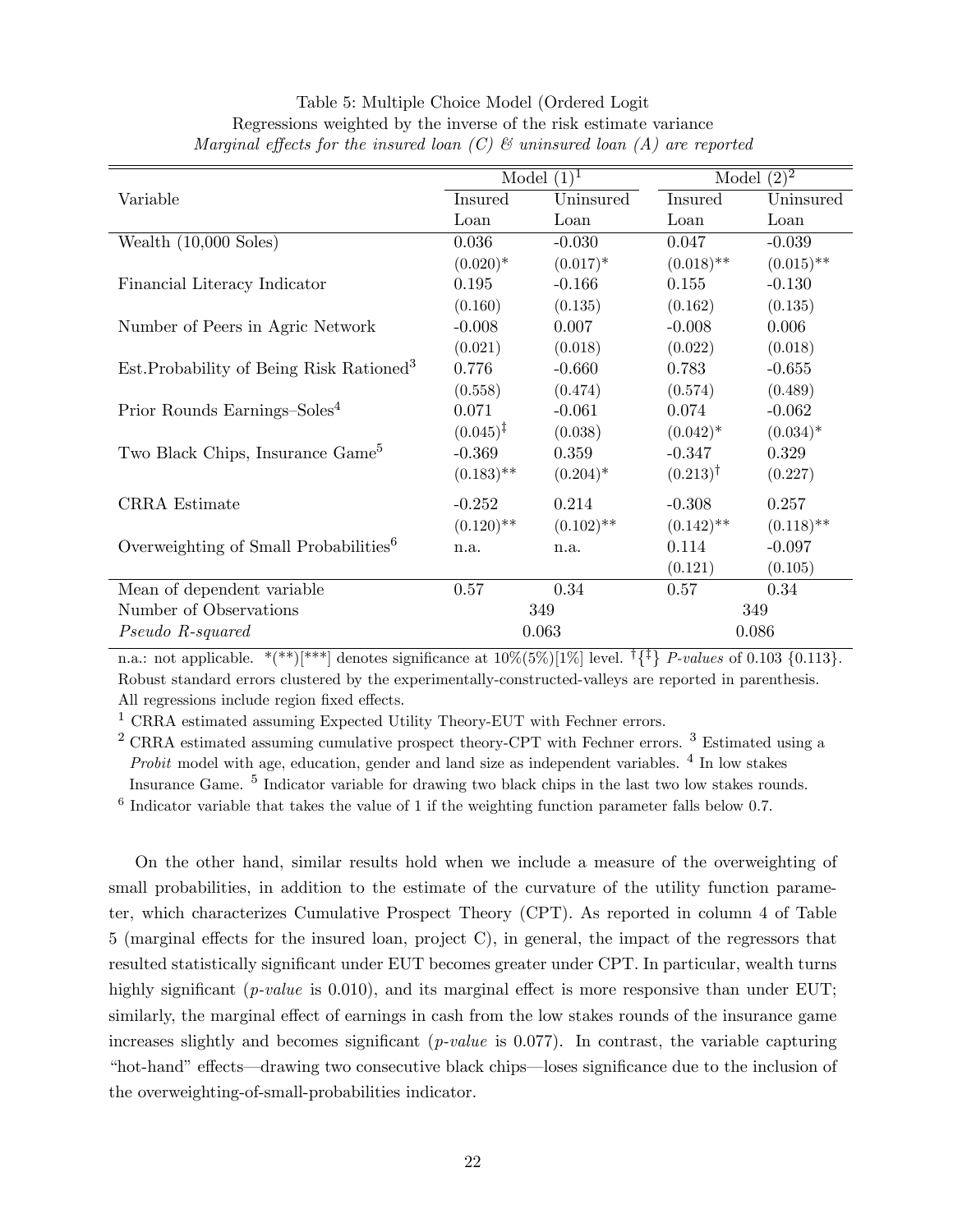Table 5: Multiple Choice Model (Ordered Logit
Regressions weighted by the inverse of the risk estimate variance
*Marginal effects for the insured loan (C) & uninsured loan (A) are reported*

| | Model (1)[1] | | Model (2)[2] | |
|---|---|---|---|---|
| Variable | Insured Loan | Uninsured Loan | Insured Loan | Uninsured Loan |
| Wealth (10,000 Soles) | 0.036 | -0.030 | 0.047 | -0.039 |
| | (0.020)* | (0.017)* | (0.018)** | (0.015)** |
| Financial Literacy Indicator | 0.195 | -0.166 | 0.155 | -0.130 |
| | (0.160) | (0.135) | (0.162) | (0.135) |
| Number of Peers in Agric Network | -0.008 | 0.007 | -0.008 | 0.006 |
| | (0.021) | (0.018) | (0.022) | (0.018) |
| Est.Probability of Being Risk Rationed[3] | 0.776 | -0.660 | 0.783 | -0.655 |
| | (0.558) | (0.474) | (0.574) | (0.489) |
| Prior Rounds Earnings–Soles[4] | 0.071 | -0.061 | 0.074 | -0.062 |
| | (0.045)‡ | (0.038) | (0.042)* | (0.034)* |
| Two Black Chips, Insurance Game[5] | -0.369 | 0.359 | -0.347 | 0.329 |
| | (0.183)** | (0.204)* | (0.213)† | (0.227) |
| CRRA Estimate | -0.252 | 0.214 | -0.308 | 0.257 |
| | (0.120)** | (0.102)** | (0.142)** | (0.118)** |
| Overweighting of Small Probabilities[6] | n.a. | n.a. | 0.114 | -0.097 |
| | | | (0.121) | (0.105) |
| Mean of dependent variable | 0.57 | 0.34 | 0.57 | 0.34 |
| Number of Observations | 349 | | 349 | |
| *Pseudo R-squared* | 0.063 | | 0.086 | |

n.a.: not applicable. \*(\*\*)[\*\*\*] denotes significance at 10%(5%)[1%] level. †{‡} *P-values* of 0.103 {0.113}.
Robust standard errors clustered by the experimentally-constructed-valleys are reported in parenthesis.
All regressions include region fixed effects.

[1] CRRA estimated assuming Expected Utility Theory-EUT with Fechner errors.

[2] CRRA estimated assuming cumulative prospect theory-CPT with Fechner errors. [3] Estimated using a *Probit* model with age, education, gender and land size as independent variables. [4] In low stakes Insurance Game. [5] Indicator variable for drawing two black chips in the last two low stakes rounds.

[6] Indicator variable that takes the value of 1 if the weighting function parameter falls below 0.7.

On the other hand, similar results hold when we include a measure of the overweighting of small probabilities, in addition to the estimate of the curvature of the utility function parameter, which characterizes Cumulative Prospect Theory (CPT). As reported in column 4 of Table 5 (marginal effects for the insured loan, project C), in general, the impact of the regressors that resulted statistically significant under EUT becomes greater under CPT. In particular, wealth turns highly significant (*p-value* is 0.010), and its marginal effect is more responsive than under EUT; similarly, the marginal effect of earnings in cash from the low stakes rounds of the insurance game increases slightly and becomes significant (*p-value* is 0.077). In contrast, the variable capturing "hot-hand" effects—drawing two consecutive black chips—loses significance due to the inclusion of the overweighting-of-small-probabilities indicator.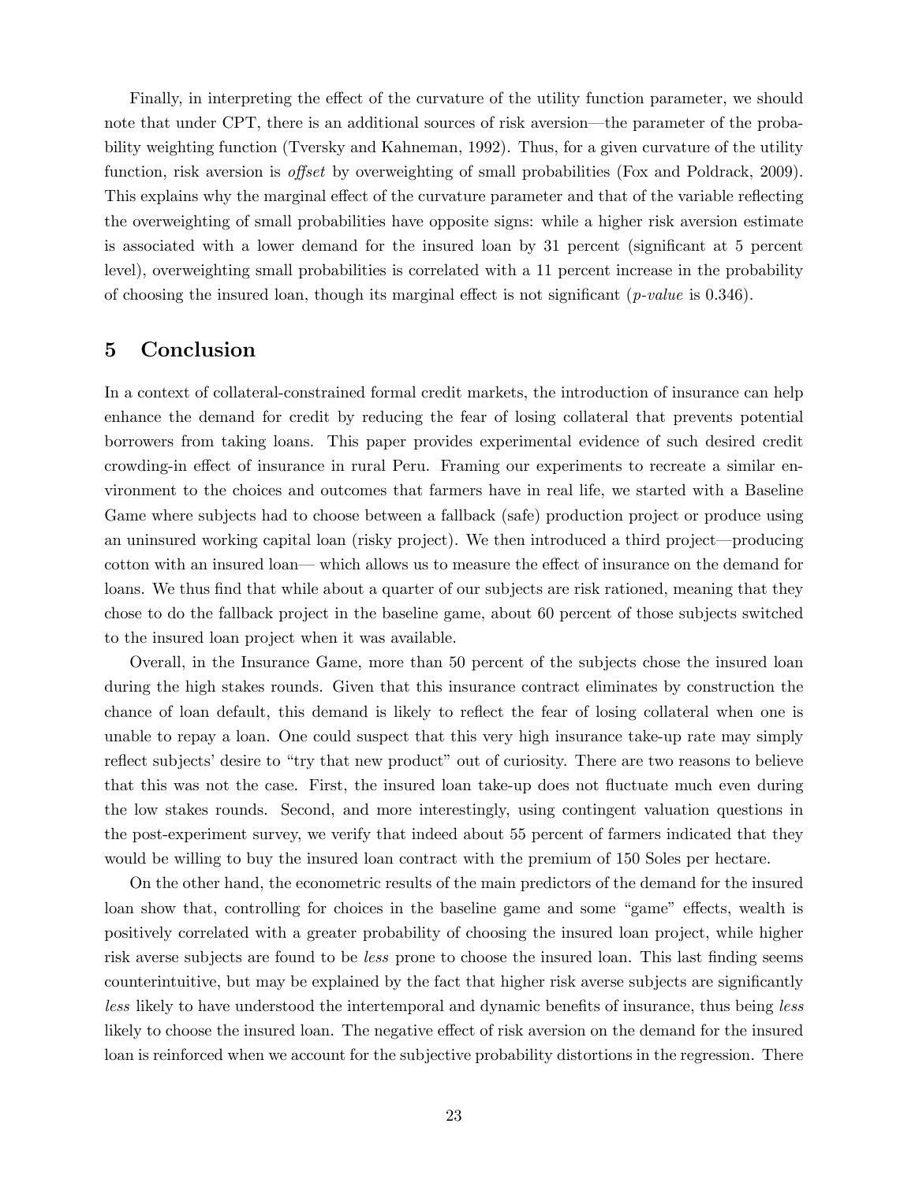Finally, in interpreting the effect of the curvature of the utility function parameter, we should note that under CPT, there is an additional sources of risk aversion—the parameter of the probability weighting function (Tversky and Kahneman, 1992). Thus, for a given curvature of the utility function, risk aversion is *offset* by overweighting of small probabilities (Fox and Poldrack, 2009). This explains why the marginal effect of the curvature parameter and that of the variable reflecting the overweighting of small probabilities have opposite signs: while a higher risk aversion estimate is associated with a lower demand for the insured loan by 31 percent (significant at 5 percent level), overweighting small probabilities is correlated with a 11 percent increase in the probability of choosing the insured loan, though its marginal effect is not significant (*p-value* is 0.346).

# 5 Conclusion

In a context of collateral-constrained formal credit markets, the introduction of insurance can help enhance the demand for credit by reducing the fear of losing collateral that prevents potential borrowers from taking loans. This paper provides experimental evidence of such desired credit crowding-in effect of insurance in rural Peru. Framing our experiments to recreate a similar environment to the choices and outcomes that farmers have in real life, we started with a Baseline Game where subjects had to choose between a fallback (safe) production project or produce using an uninsured working capital loan (risky project). We then introduced a third project—producing cotton with an insured loan— which allows us to measure the effect of insurance on the demand for loans. We thus find that while about a quarter of our subjects are risk rationed, meaning that they chose to do the fallback project in the baseline game, about 60 percent of those subjects switched to the insured loan project when it was available.

Overall, in the Insurance Game, more than 50 percent of the subjects chose the insured loan during the high stakes rounds. Given that this insurance contract eliminates by construction the chance of loan default, this demand is likely to reflect the fear of losing collateral when one is unable to repay a loan. One could suspect that this very high insurance take-up rate may simply reflect subjects' desire to "try that new product" out of curiosity. There are two reasons to believe that this was not the case. First, the insured loan take-up does not fluctuate much even during the low stakes rounds. Second, and more interestingly, using contingent valuation questions in the post-experiment survey, we verify that indeed about 55 percent of farmers indicated that they would be willing to buy the insured loan contract with the premium of 150 Soles per hectare.

On the other hand, the econometric results of the main predictors of the demand for the insured loan show that, controlling for choices in the baseline game and some "game" effects, wealth is positively correlated with a greater probability of choosing the insured loan project, while higher risk averse subjects are found to be *less* prone to choose the insured loan. This last finding seems counterintuitive, but may be explained by the fact that higher risk averse subjects are significantly *less* likely to have understood the intertemporal and dynamic benefits of insurance, thus being *less* likely to choose the insured loan. The negative effect of risk aversion on the demand for the insured loan is reinforced when we account for the subjective probability distortions in the regression. There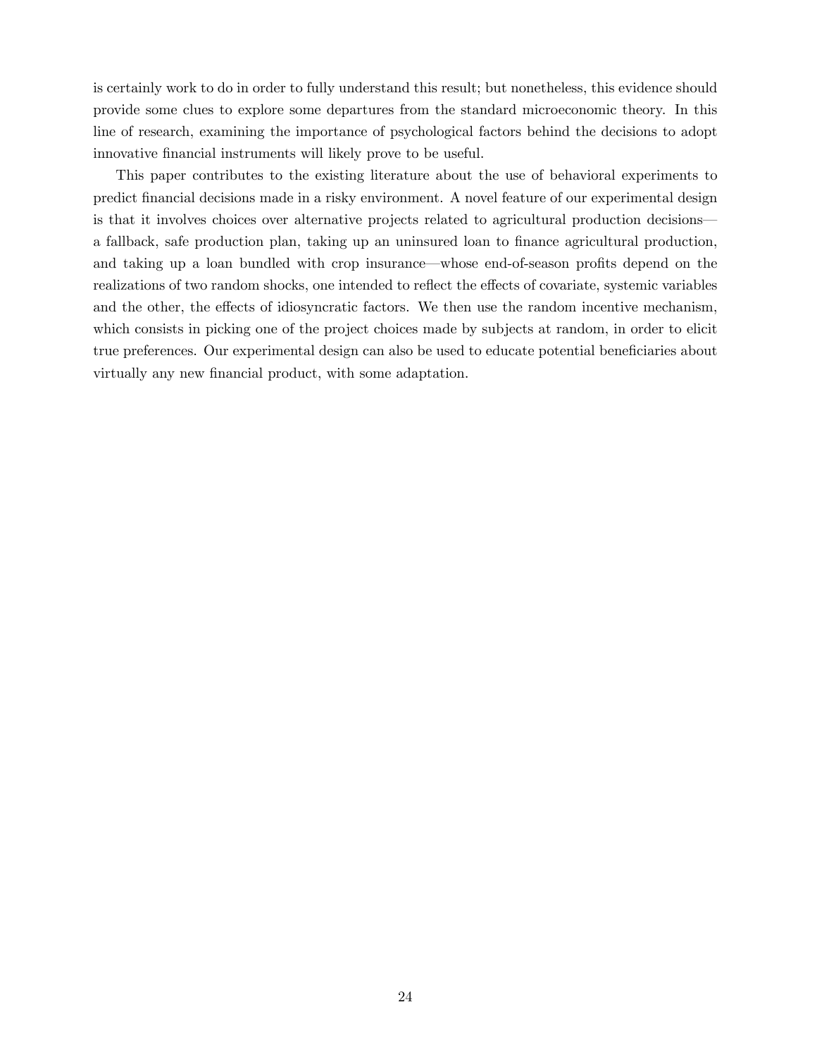is certainly work to do in order to fully understand this result; but nonetheless, this evidence should provide some clues to explore some departures from the standard microeconomic theory. In this line of research, examining the importance of psychological factors behind the decisions to adopt innovative financial instruments will likely prove to be useful.

This paper contributes to the existing literature about the use of behavioral experiments to predict financial decisions made in a risky environment. A novel feature of our experimental design is that it involves choices over alternative projects related to agricultural production decisions—a fallback, safe production plan, taking up an uninsured loan to finance agricultural production, and taking up a loan bundled with crop insurance—whose end-of-season profits depend on the realizations of two random shocks, one intended to reflect the effects of covariate, systemic variables and the other, the effects of idiosyncratic factors. We then use the random incentive mechanism, which consists in picking one of the project choices made by subjects at random, in order to elicit true preferences. Our experimental design can also be used to educate potential beneficiaries about virtually any new financial product, with some adaptation.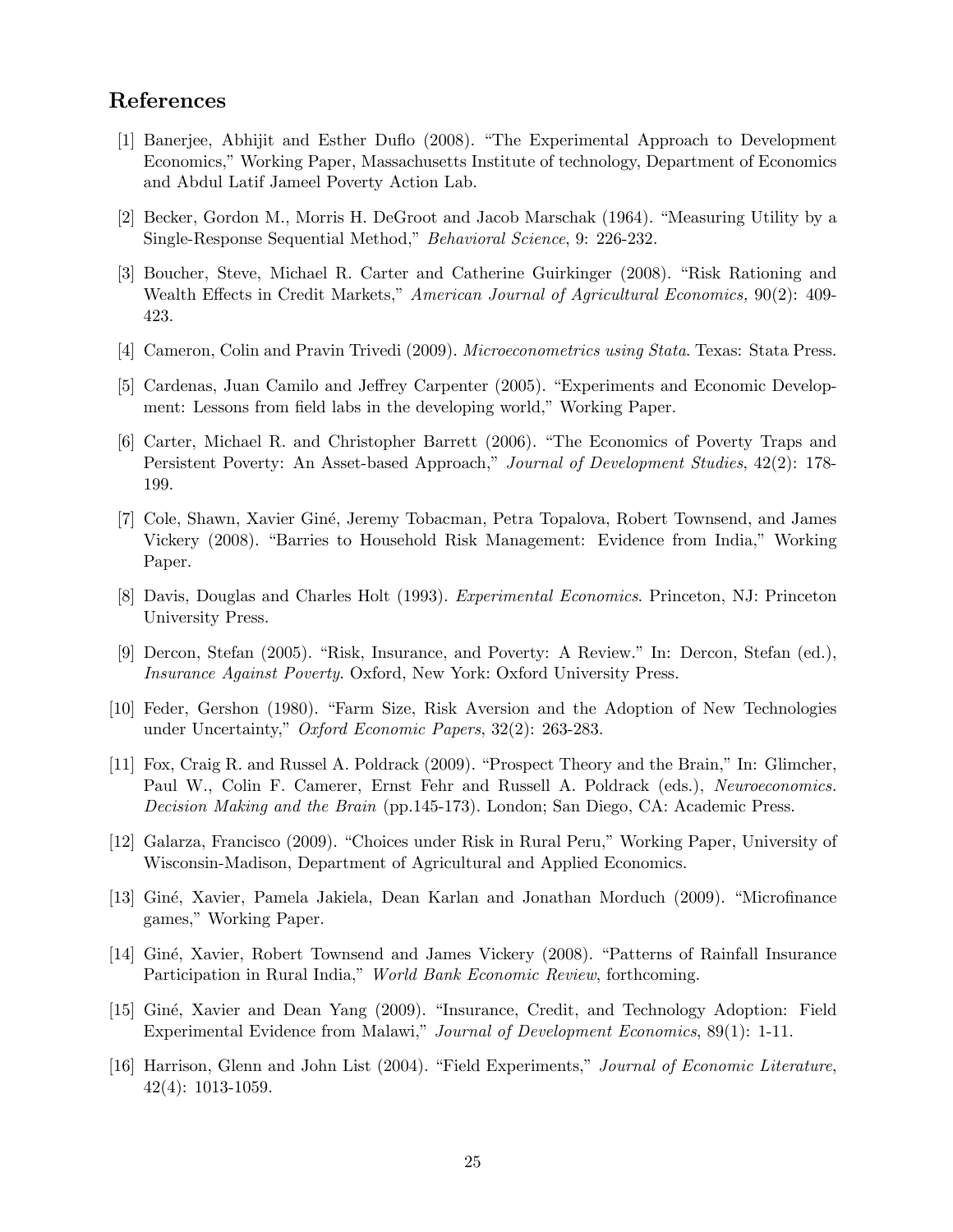## References

[1] Banerjee, Abhijit and Esther Duflo (2008). "The Experimental Approach to Development Economics," Working Paper, Massachusetts Institute of technology, Department of Economics and Abdul Latif Jameel Poverty Action Lab.

[2] Becker, Gordon M., Morris H. DeGroot and Jacob Marschak (1964). "Measuring Utility by a Single-Response Sequential Method," *Behavioral Science*, 9: 226-232.

[3] Boucher, Steve, Michael R. Carter and Catherine Guirkinger (2008). "Risk Rationing and Wealth Effects in Credit Markets," *American Journal of Agricultural Economics,* 90(2): 409-423.

[4] Cameron, Colin and Pravin Trivedi (2009). *Microeconometrics using Stata*. Texas: Stata Press.

[5] Cardenas, Juan Camilo and Jeffrey Carpenter (2005). "Experiments and Economic Development: Lessons from field labs in the developing world," Working Paper.

[6] Carter, Michael R. and Christopher Barrett (2006). "The Economics of Poverty Traps and Persistent Poverty: An Asset-based Approach," *Journal of Development Studies*, 42(2): 178-199.

[7] Cole, Shawn, Xavier Giné, Jeremy Tobacman, Petra Topalova, Robert Townsend, and James Vickery (2008). "Barries to Household Risk Management: Evidence from India," Working Paper.

[8] Davis, Douglas and Charles Holt (1993). *Experimental Economics*. Princeton, NJ: Princeton University Press.

[9] Dercon, Stefan (2005). "Risk, Insurance, and Poverty: A Review." In: Dercon, Stefan (ed.), *Insurance Against Poverty*. Oxford, New York: Oxford University Press.

[10] Feder, Gershon (1980). "Farm Size, Risk Aversion and the Adoption of New Technologies under Uncertainty," *Oxford Economic Papers*, 32(2): 263-283.

[11] Fox, Craig R. and Russel A. Poldrack (2009). "Prospect Theory and the Brain," In: Glimcher, Paul W., Colin F. Camerer, Ernst Fehr and Russell A. Poldrack (eds.), *Neuroeconomics. Decision Making and the Brain* (pp.145-173). London; San Diego, CA: Academic Press.

[12] Galarza, Francisco (2009). "Choices under Risk in Rural Peru," Working Paper, University of Wisconsin-Madison, Department of Agricultural and Applied Economics.

[13] Giné, Xavier, Pamela Jakiela, Dean Karlan and Jonathan Morduch (2009). "Microfinance games," Working Paper.

[14] Giné, Xavier, Robert Townsend and James Vickery (2008). "Patterns of Rainfall Insurance Participation in Rural India," *World Bank Economic Review*, forthcoming.

[15] Giné, Xavier and Dean Yang (2009). "Insurance, Credit, and Technology Adoption: Field Experimental Evidence from Malawi," *Journal of Development Economics*, 89(1): 1-11.

[16] Harrison, Glenn and John List (2004). "Field Experiments," *Journal of Economic Literature*, 42(4): 1013-1059.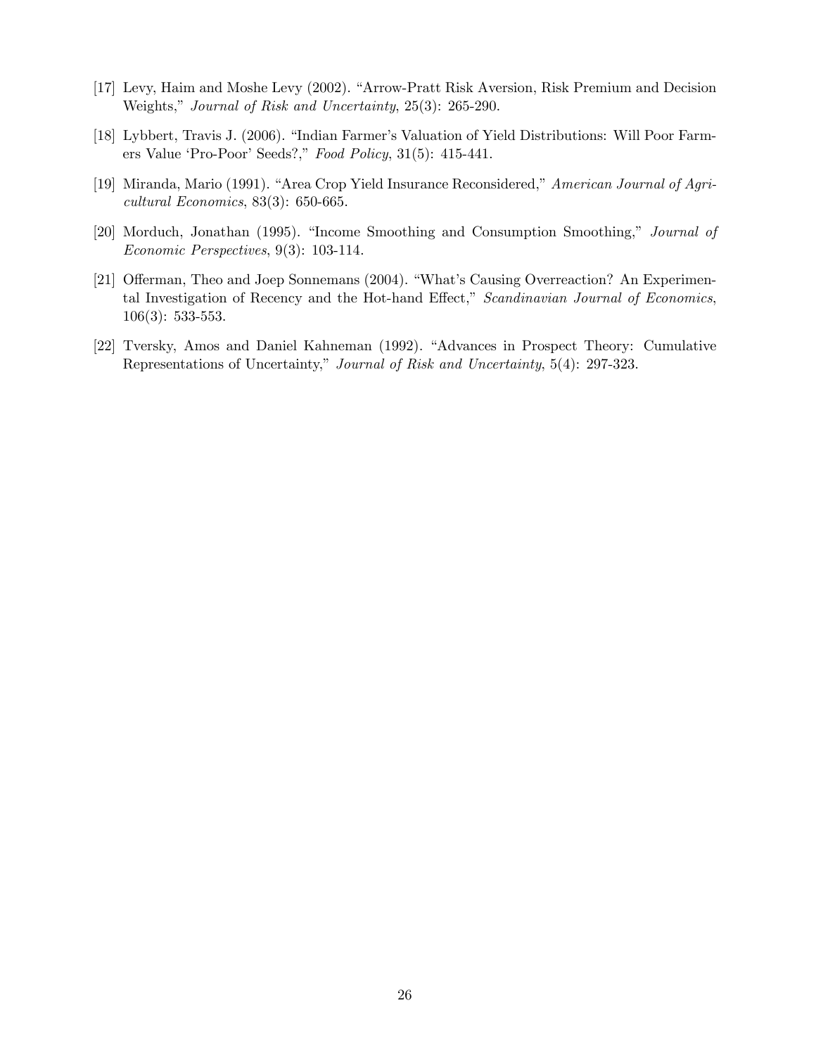[17] Levy, Haim and Moshe Levy (2002). "Arrow-Pratt Risk Aversion, Risk Premium and Decision Weights," *Journal of Risk and Uncertainty*, 25(3): 265-290.

[18] Lybbert, Travis J. (2006). "Indian Farmer's Valuation of Yield Distributions: Will Poor Farmers Value 'Pro-Poor' Seeds?," *Food Policy*, 31(5): 415-441.

[19] Miranda, Mario (1991). "Area Crop Yield Insurance Reconsidered," *American Journal of Agricultural Economics*, 83(3): 650-665.

[20] Morduch, Jonathan (1995). "Income Smoothing and Consumption Smoothing," *Journal of Economic Perspectives*, 9(3): 103-114.

[21] Offerman, Theo and Joep Sonnemans (2004). "What's Causing Overreaction? An Experimental Investigation of Recency and the Hot-hand Effect," *Scandinavian Journal of Economics*, 106(3): 533-553.

[22] Tversky, Amos and Daniel Kahneman (1992). "Advances in Prospect Theory: Cumulative Representations of Uncertainty," *Journal of Risk and Uncertainty*, 5(4): 297-323.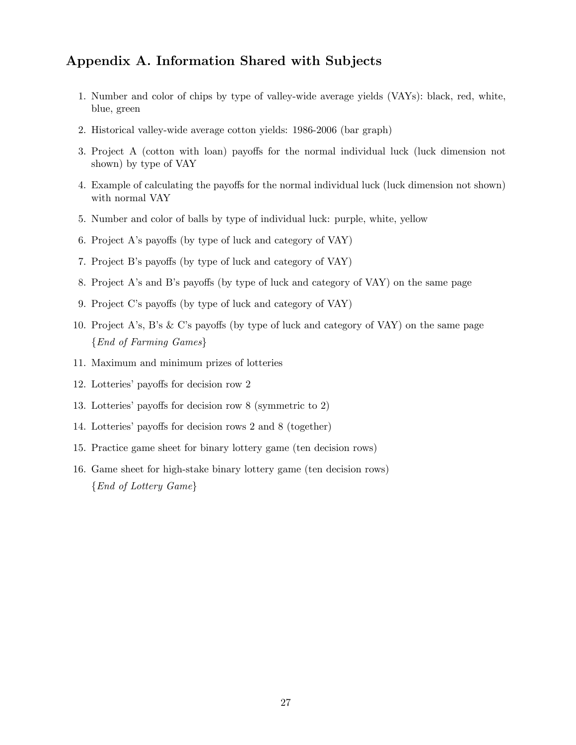## Appendix A. Information Shared with Subjects

1. Number and color of chips by type of valley-wide average yields (VAYs): black, red, white, blue, green
2. Historical valley-wide average cotton yields: 1986-2006 (bar graph)
3. Project A (cotton with loan) payoffs for the normal individual luck (luck dimension not shown) by type of VAY
4. Example of calculating the payoffs for the normal individual luck (luck dimension not shown) with normal VAY
5. Number and color of balls by type of individual luck: purple, white, yellow
6. Project A's payoffs (by type of luck and category of VAY)
7. Project B's payoffs (by type of luck and category of VAY)
8. Project A's and B's payoffs (by type of luck and category of VAY) on the same page
9. Project C's payoffs (by type of luck and category of VAY)
10. Project A's, B's & C's payoffs (by type of luck and category of VAY) on the same page
    {*End of Farming Games*}
11. Maximum and minimum prizes of lotteries
12. Lotteries' payoffs for decision row 2
13. Lotteries' payoffs for decision row 8 (symmetric to 2)
14. Lotteries' payoffs for decision rows 2 and 8 (together)
15. Practice game sheet for binary lottery game (ten decision rows)
16. Game sheet for high-stake binary lottery game (ten decision rows)
    {*End of Lottery Game*}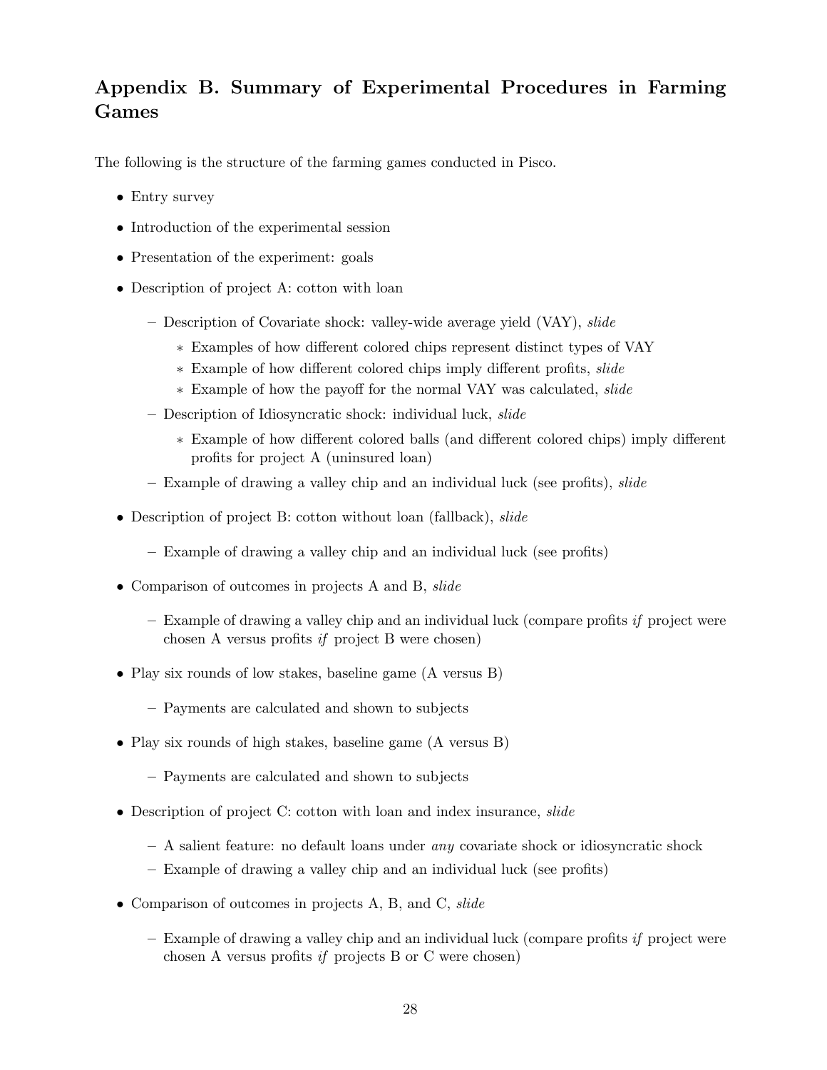## Appendix B. Summary of Experimental Procedures in Farming Games

The following is the structure of the farming games conducted in Pisco.

- Entry survey
- Introduction of the experimental session
- Presentation of the experiment: goals
- Description of project A: cotton with loan
  - Description of Covariate shock: valley-wide average yield (VAY), *slide*
    - Examples of how different colored chips represent distinct types of VAY
    - Example of how different colored chips imply different profits, *slide*
    - Example of how the payoff for the normal VAY was calculated, *slide*
  - Description of Idiosyncratic shock: individual luck, *slide*
    - Example of how different colored balls (and different colored chips) imply different profits for project A (uninsured loan)
  - Example of drawing a valley chip and an individual luck (see profits), *slide*
- Description of project B: cotton without loan (fallback), *slide*
  - Example of drawing a valley chip and an individual luck (see profits)
- Comparison of outcomes in projects A and B, *slide*
  - Example of drawing a valley chip and an individual luck (compare profits *if* project were chosen A versus profits *if* project B were chosen)
- Play six rounds of low stakes, baseline game (A versus B)
  - Payments are calculated and shown to subjects
- Play six rounds of high stakes, baseline game (A versus B)
  - Payments are calculated and shown to subjects
- Description of project C: cotton with loan and index insurance, *slide*
  - A salient feature: no default loans under *any* covariate shock or idiosyncratic shock
  - Example of drawing a valley chip and an individual luck (see profits)
- Comparison of outcomes in projects A, B, and C, *slide*
  - Example of drawing a valley chip and an individual luck (compare profits *if* project were chosen A versus profits *if* projects B or C were chosen)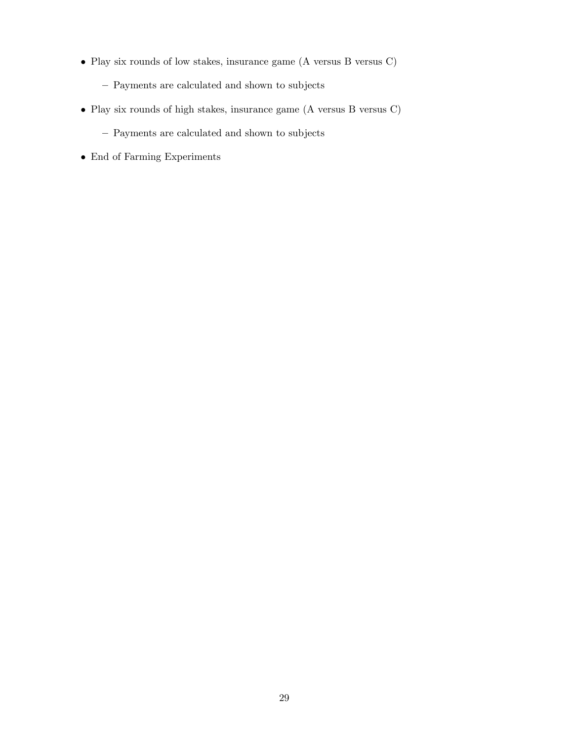- Play six rounds of low stakes, insurance game (A versus B versus C)
  - Payments are calculated and shown to subjects
- Play six rounds of high stakes, insurance game (A versus B versus C)
  - Payments are calculated and shown to subjects
- End of Farming Experiments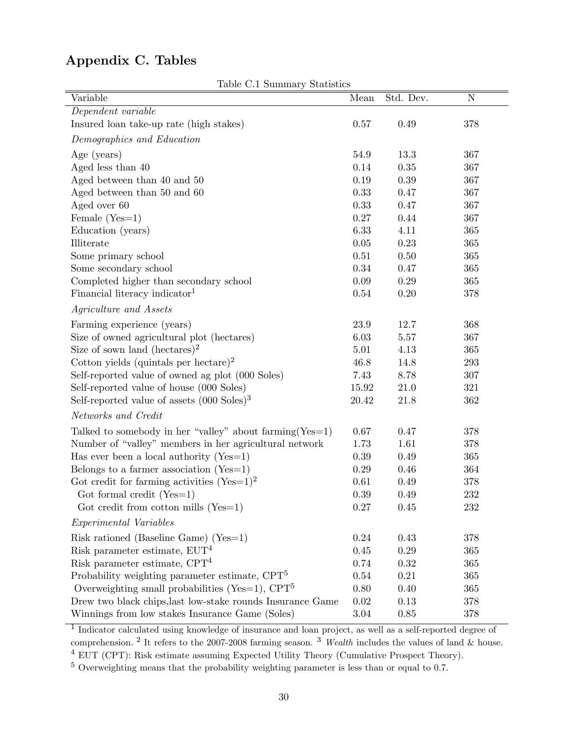# Appendix C. Tables

Table C.1 Summary Statistics

| Variable | Mean | Std. Dev. | N |
|---|---|---|---|
| *Dependent variable* | | | |
| Insured loan take-up rate (high stakes) | 0.57 | 0.49 | 378 |
| *Demographics and Education* | | | |
| Age (years) | 54.9 | 13.3 | 367 |
| Aged less than 40 | 0.14 | 0.35 | 367 |
| Aged between than 40 and 50 | 0.19 | 0.39 | 367 |
| Aged between than 50 and 60 | 0.33 | 0.47 | 367 |
| Aged over 60 | 0.33 | 0.47 | 367 |
| Female (Yes=1) | 0.27 | 0.44 | 367 |
| Education (years) | 6.33 | 4.11 | 365 |
| Illiterate | 0.05 | 0.23 | 365 |
| Some primary school | 0.51 | 0.50 | 365 |
| Some secondary school | 0.34 | 0.47 | 365 |
| Completed higher than secondary school | 0.09 | 0.29 | 365 |
| Financial literacy indicator[1] | 0.54 | 0.20 | 378 |
| *Agriculture and Assets* | | | |
| Farming experience (years) | 23.9 | 12.7 | 368 |
| Size of owned agricultural plot (hectares) | 6.03 | 5.57 | 367 |
| Size of sown land (hectares)[2] | 5.01 | 4.13 | 365 |
| Cotton yields (quintals per hectare)[2] | 46.8 | 14.8 | 293 |
| Self-reported value of owned ag plot (000 Soles) | 7.43 | 8.78 | 307 |
| Self-reported value of house (000 Soles) | 15.92 | 21.0 | 321 |
| Self-reported value of assets (000 Soles)[3] | 20.42 | 21.8 | 362 |
| *Networks and Credit* | | | |
| Talked to somebody in her "valley" about farming(Yes=1) | 0.67 | 0.47 | 378 |
| Number of "valley" members in her agricultural network | 1.73 | 1.61 | 378 |
| Has ever been a local authority (Yes=1) | 0.39 | 0.49 | 365 |
| Belongs to a farmer association (Yes=1) | 0.29 | 0.46 | 364 |
| Got credit for farming activities (Yes=1)[2] | 0.61 | 0.49 | 378 |
| Got formal credit (Yes=1) | 0.39 | 0.49 | 232 |
| Got credit from cotton mills (Yes=1) | 0.27 | 0.45 | 232 |
| *Experimental Variables* | | | |
| Risk rationed (Baseline Game) (Yes=1) | 0.24 | 0.43 | 378 |
| Risk parameter estimate, EUT[4] | 0.45 | 0.29 | 365 |
| Risk parameter estimate, CPT[4] | 0.74 | 0.32 | 365 |
| Probability weighting parameter estimate, CPT[5] | 0.54 | 0.21 | 365 |
| Overweighting small probabilities (Yes=1), CPT[5] | 0.80 | 0.40 | 365 |
| Drew two black chips,last low-stake rounds Insurance Game | 0.02 | 0.13 | 378 |
| Winnings from low stakes Insurance Game (Soles) | 3.04 | 0.85 | 378 |

[1] Indicator calculated using knowledge of insurance and loan project, as well as a self-reported degree of comprehension. [2] It refers to the 2007-2008 farming season. [3] *Wealth* includes the values of land & house.
[4] EUT (CPT): Risk estimate assuming Expected Utility Theory (Cumulative Prospect Theory).
[5] Overweighting means that the probability weighting parameter is less than or equal to 0.7.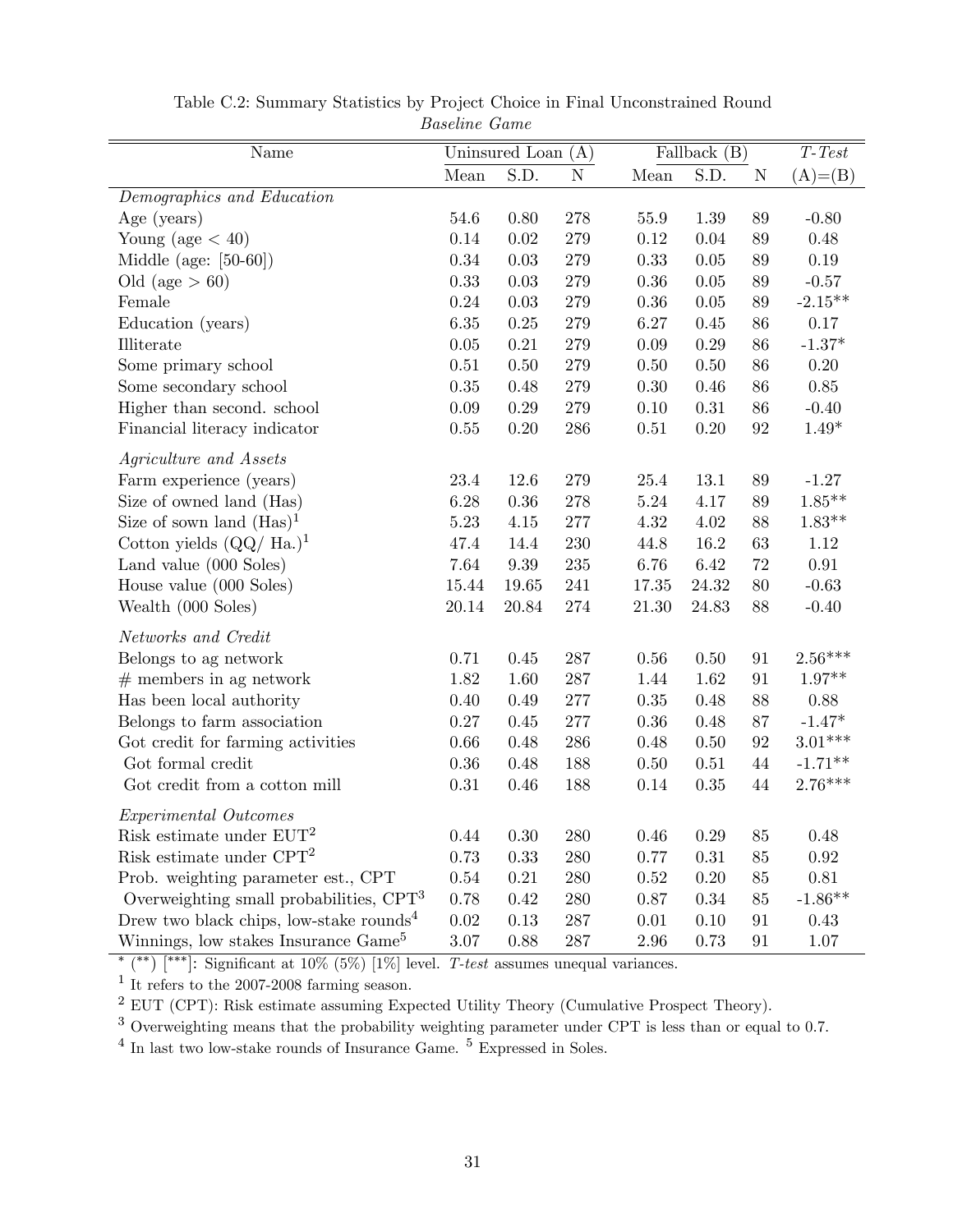Table C.2: Summary Statistics by Project Choice in Final Unconstrained Round

*Baseline Game*

| Name | Uninsured Loan (A) | | | Fallback (B) | | | *T-Test* |
|---|---|---|---|---|---|---|---|
| | Mean | S.D. | N | Mean | S.D. | N | (A)=(B) |
| *Demographics and Education* | | | | | | | |
| Age (years) | 54.6 | 0.80 | 278 | 55.9 | 1.39 | 89 | -0.80 |
| Young (age $<$ 40) | 0.14 | 0.02 | 279 | 0.12 | 0.04 | 89 | 0.48 |
| Middle (age: [50-60]) | 0.34 | 0.03 | 279 | 0.33 | 0.05 | 89 | 0.19 |
| Old (age $>$ 60) | 0.33 | 0.03 | 279 | 0.36 | 0.05 | 89 | -0.57 |
| Female | 0.24 | 0.03 | 279 | 0.36 | 0.05 | 89 | -2.15** |
| Education (years) | 6.35 | 0.25 | 279 | 6.27 | 0.45 | 86 | 0.17 |
| Illiterate | 0.05 | 0.21 | 279 | 0.09 | 0.29 | 86 | -1.37* |
| Some primary school | 0.51 | 0.50 | 279 | 0.50 | 0.50 | 86 | 0.20 |
| Some secondary school | 0.35 | 0.48 | 279 | 0.30 | 0.46 | 86 | 0.85 |
| Higher than second. school | 0.09 | 0.29 | 279 | 0.10 | 0.31 | 86 | -0.40 |
| Financial literacy indicator | 0.55 | 0.20 | 286 | 0.51 | 0.20 | 92 | 1.49* |
| *Agriculture and Assets* | | | | | | | |
| Farm experience (years) | 23.4 | 12.6 | 279 | 25.4 | 13.1 | 89 | -1.27 |
| Size of owned land (Has) | 6.28 | 0.36 | 278 | 5.24 | 4.17 | 89 | 1.85** |
| Size of sown land (Has)[1] | 5.23 | 4.15 | 277 | 4.32 | 4.02 | 88 | 1.83** |
| Cotton yields (QQ/ Ha.)[1] | 47.4 | 14.4 | 230 | 44.8 | 16.2 | 63 | 1.12 |
| Land value (000 Soles) | 7.64 | 9.39 | 235 | 6.76 | 6.42 | 72 | 0.91 |
| House value (000 Soles) | 15.44 | 19.65 | 241 | 17.35 | 24.32 | 80 | -0.63 |
| Wealth (000 Soles) | 20.14 | 20.84 | 274 | 21.30 | 24.83 | 88 | -0.40 |
| *Networks and Credit* | | | | | | | |
| Belongs to ag network | 0.71 | 0.45 | 287 | 0.56 | 0.50 | 91 | 2.56*** |
| # members in ag network | 1.82 | 1.60 | 287 | 1.44 | 1.62 | 91 | 1.97** |
| Has been local authority | 0.40 | 0.49 | 277 | 0.35 | 0.48 | 88 | 0.88 |
| Belongs to farm association | 0.27 | 0.45 | 277 | 0.36 | 0.48 | 87 | -1.47* |
| Got credit for farming activities | 0.66 | 0.48 | 286 | 0.48 | 0.50 | 92 | 3.01*** |
| Got formal credit | 0.36 | 0.48 | 188 | 0.50 | 0.51 | 44 | -1.71** |
| Got credit from a cotton mill | 0.31 | 0.46 | 188 | 0.14 | 0.35 | 44 | 2.76*** |
| *Experimental Outcomes* | | | | | | | |
| Risk estimate under EUT[2] | 0.44 | 0.30 | 280 | 0.46 | 0.29 | 85 | 0.48 |
| Risk estimate under CPT[2] | 0.73 | 0.33 | 280 | 0.77 | 0.31 | 85 | 0.92 |
| Prob. weighting parameter est., CPT | 0.54 | 0.21 | 280 | 0.52 | 0.20 | 85 | 0.81 |
| Overweighting small probabilities, CPT[3] | 0.78 | 0.42 | 280 | 0.87 | 0.34 | 85 | -1.86** |
| Drew two black chips, low-stake rounds[4] | 0.02 | 0.13 | 287 | 0.01 | 0.10 | 91 | 0.43 |
| Winnings, low stakes Insurance Game[5] | 3.07 | 0.88 | 287 | 2.96 | 0.73 | 91 | 1.07 |

* (**) [***]: Significant at 10% (5%) [1%] level. *T-test* assumes unequal variances.

[1] It refers to the 2007-2008 farming season.

[2] EUT (CPT): Risk estimate assuming Expected Utility Theory (Cumulative Prospect Theory).

[3] Overweighting means that the probability weighting parameter under CPT is less than or equal to 0.7.

[4] In last two low-stake rounds of Insurance Game. [5] Expressed in Soles.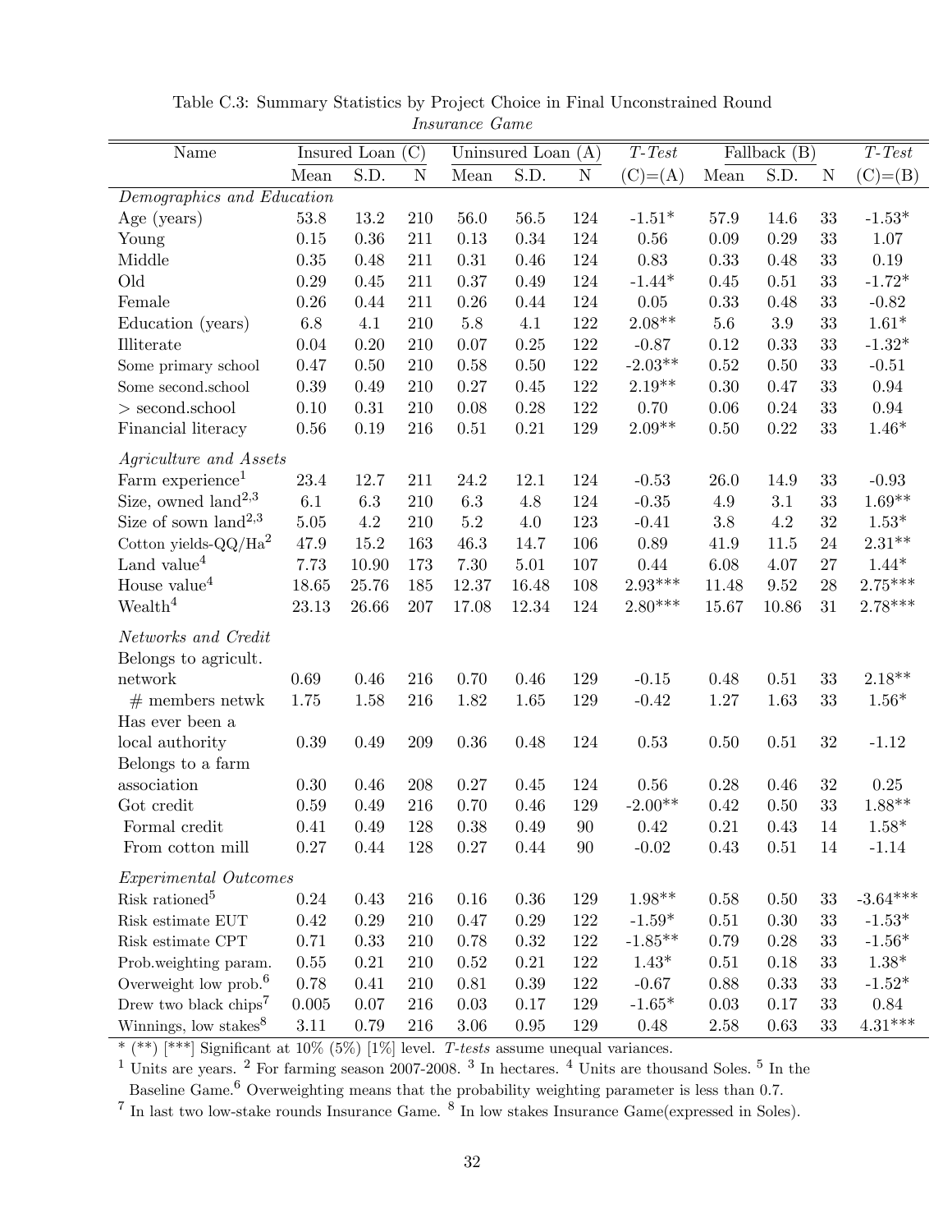Table C.3: Summary Statistics by Project Choice in Final Unconstrained Round
*Insurance Game*

| Name | Insured Loan (C) | | | Uninsured Loan (A) | | | *T-Test* | Fallback (B) | | | *T-Test* |
|---|---|---|---|---|---|---|---|---|---|---|---|
| | Mean | S.D. | N | Mean | S.D. | N | (C)=(A) | Mean | S.D. | N | (C)=(B) |
| *Demographics and Education* | | | | | | | | | | | |
| Age (years) | 53.8 | 13.2 | 210 | 56.0 | 56.5 | 124 | -1.51* | 57.9 | 14.6 | 33 | -1.53* |
| Young | 0.15 | 0.36 | 211 | 0.13 | 0.34 | 124 | 0.56 | 0.09 | 0.29 | 33 | 1.07 |
| Middle | 0.35 | 0.48 | 211 | 0.31 | 0.46 | 124 | 0.83 | 0.33 | 0.48 | 33 | 0.19 |
| Old | 0.29 | 0.45 | 211 | 0.37 | 0.49 | 124 | -1.44* | 0.45 | 0.51 | 33 | -1.72* |
| Female | 0.26 | 0.44 | 211 | 0.26 | 0.44 | 124 | 0.05 | 0.33 | 0.48 | 33 | -0.82 |
| Education (years) | 6.8 | 4.1 | 210 | 5.8 | 4.1 | 122 | 2.08** | 5.6 | 3.9 | 33 | 1.61* |
| Illiterate | 0.04 | 0.20 | 210 | 0.07 | 0.25 | 122 | -0.87 | 0.12 | 0.33 | 33 | -1.32* |
| Some primary school | 0.47 | 0.50 | 210 | 0.58 | 0.50 | 122 | -2.03** | 0.52 | 0.50 | 33 | -0.51 |
| Some second.school | 0.39 | 0.49 | 210 | 0.27 | 0.45 | 122 | 2.19** | 0.30 | 0.47 | 33 | 0.94 |
| > second.school | 0.10 | 0.31 | 210 | 0.08 | 0.28 | 122 | 0.70 | 0.06 | 0.24 | 33 | 0.94 |
| Financial literacy | 0.56 | 0.19 | 216 | 0.51 | 0.21 | 129 | 2.09** | 0.50 | 0.22 | 33 | 1.46* |
| *Agriculture and Assets* | | | | | | | | | | | |
| Farm experience[1] | 23.4 | 12.7 | 211 | 24.2 | 12.1 | 124 | -0.53 | 26.0 | 14.9 | 33 | -0.93 |
| Size, owned land[2,3] | 6.1 | 6.3 | 210 | 6.3 | 4.8 | 124 | -0.35 | 4.9 | 3.1 | 33 | 1.69** |
| Size of sown land[2,3] | 5.05 | 4.2 | 210 | 5.2 | 4.0 | 123 | -0.41 | 3.8 | 4.2 | 32 | 1.53* |
| Cotton yields-QQ/Ha[2] | 47.9 | 15.2 | 163 | 46.3 | 14.7 | 106 | 0.89 | 41.9 | 11.5 | 24 | 2.31** |
| Land value[4] | 7.73 | 10.90 | 173 | 7.30 | 5.01 | 107 | 0.44 | 6.08 | 4.07 | 27 | 1.44* |
| House value[4] | 18.65 | 25.76 | 185 | 12.37 | 16.48 | 108 | 2.93*** | 11.48 | 9.52 | 28 | 2.75*** |
| Wealth[4] | 23.13 | 26.66 | 207 | 17.08 | 12.34 | 124 | 2.80*** | 15.67 | 10.86 | 31 | 2.78*** |
| *Networks and Credit* | | | | | | | | | | | |
| Belongs to agricult. network | 0.69 | 0.46 | 216 | 0.70 | 0.46 | 129 | -0.15 | 0.48 | 0.51 | 33 | 2.18** |
| # members netwk | 1.75 | 1.58 | 216 | 1.82 | 1.65 | 129 | -0.42 | 1.27 | 1.63 | 33 | 1.56* |
| Has ever been a local authority | 0.39 | 0.49 | 209 | 0.36 | 0.48 | 124 | 0.53 | 0.50 | 0.51 | 32 | -1.12 |
| Belongs to a farm association | 0.30 | 0.46 | 208 | 0.27 | 0.45 | 124 | 0.56 | 0.28 | 0.46 | 32 | 0.25 |
| Got credit | 0.59 | 0.49 | 216 | 0.70 | 0.46 | 129 | -2.00** | 0.42 | 0.50 | 33 | 1.88** |
| Formal credit | 0.41 | 0.49 | 128 | 0.38 | 0.49 | 90 | 0.42 | 0.21 | 0.43 | 14 | 1.58* |
| From cotton mill | 0.27 | 0.44 | 128 | 0.27 | 0.44 | 90 | -0.02 | 0.43 | 0.51 | 14 | -1.14 |
| *Experimental Outcomes* | | | | | | | | | | | |
| Risk rationed[5] | 0.24 | 0.43 | 216 | 0.16 | 0.36 | 129 | 1.98** | 0.58 | 0.50 | 33 | -3.64*** |
| Risk estimate EUT | 0.42 | 0.29 | 210 | 0.47 | 0.29 | 122 | -1.59* | 0.51 | 0.30 | 33 | -1.53* |
| Risk estimate CPT | 0.71 | 0.33 | 210 | 0.78 | 0.32 | 122 | -1.85** | 0.79 | 0.28 | 33 | -1.56* |
| Prob.weighting param. | 0.55 | 0.21 | 210 | 0.52 | 0.21 | 122 | 1.43* | 0.51 | 0.18 | 33 | 1.38* |
| Overweight low prob.[6] | 0.78 | 0.41 | 210 | 0.81 | 0.39 | 122 | -0.67 | 0.88 | 0.33 | 33 | -1.52* |
| Drew two black chips[7] | 0.005 | 0.07 | 216 | 0.03 | 0.17 | 129 | -1.65* | 0.03 | 0.17 | 33 | 0.84 |
| Winnings, low stakes[8] | 3.11 | 0.79 | 216 | 3.06 | 0.95 | 129 | 0.48 | 2.58 | 0.63 | 33 | 4.31*** |

* (**) [***] Significant at 10% (5%) [1%] level. *T-tests* assume unequal variances.
[1] Units are years. [2] For farming season 2007-2008. [3] In hectares. [4] Units are thousand Soles. [5] In the Baseline Game.[6] Overweighting means that the probability weighting parameter is less than 0.7.
[7] In last two low-stake rounds Insurance Game. [8] In low stakes Insurance Game(expressed in Soles).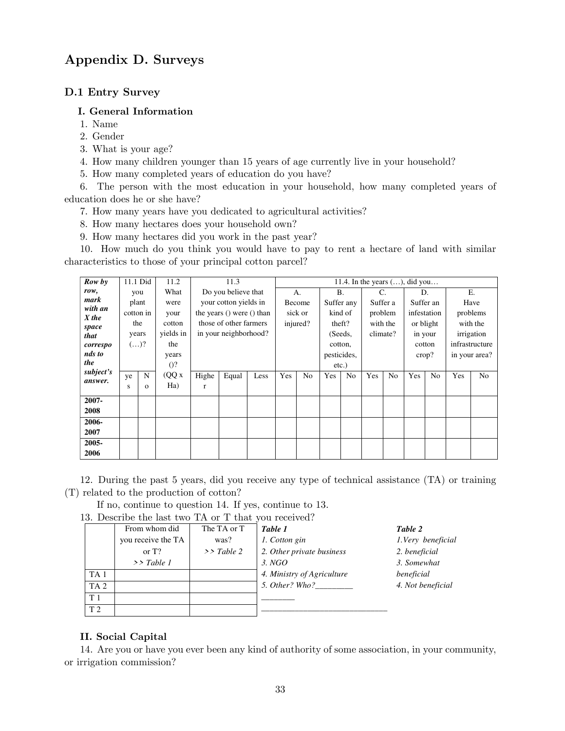# Appendix D. Surveys

## D.1 Entry Survey

### I. General Information

1. Name
2. Gender
3. What is your age?
4. How many children younger than 15 years of age currently live in your household?
5. How many completed years of education do you have?
6. The person with the most education in your household, how many completed years of education does he or she have?
7. How many years have you dedicated to agricultural activities?
8. How many hectares does your household own?
9. How many hectares did you work in the past year?
10. How much do you think you would have to pay to rent a hectare of land with similar characteristics to those of your principal cotton parcel?

| *Row by row, mark with an X the space that corresponds to the subject's answer.* | 11.1 Did you plant cotton in the years (…)? | | 11.2 What were your cotton yields in the years ()? | 11.3 Do you believe that your cotton yields in the years () were () than those of other farmers in your neighborhood? | | | 11.4. In the years (…), did you… A. Become sick or injured? | | B. Suffer any kind of theft? (Seeds, cotton, pesticides, etc.) | | C. Suffer a problem with the climate? | | D. Suffer an infestation or blight in your cotton crop? | | E. Have problems with the irrigation infrastructure in your area? | |
|---|---|---|---|---|---|---|---|---|---|---|---|---|---|---|---|---|
| | yes | No | (QQ x Ha) | Higher | Equal | Less | Yes | No | Yes | No | Yes | No | Yes | No | Yes | No |
| **2007-2008** | | | | | | | | | | | | | | | | |
| **2006-2007** | | | | | | | | | | | | | | | | |
| **2005-2006** | | | | | | | | | | | | | | | | |

12. During the past 5 years, did you receive any type of technical assistance (TA) or training (T) related to the production of cotton?

    If no, continue to question 14. If yes, continue to 13.

13. Describe the last two TA or T that you received?

| | From whom did you receive the TA or T? >> Table 1 | The TA or T was? >> Table 2 |
|---|---|---|
| TA 1 | | |
| TA 2 | | |
| T 1 | | |
| T 2 | | |

***Table 1***

*1. Cotton gin*
*2. Other private business*
*3. NGO*
*4. Ministry of Agriculture*
*5. Other? Who?_________*
________
_____________________________

***Table 2***

*1.Very beneficial*
*2. beneficial*
*3. Somewhat beneficial*
*4. Not beneficial*

### II. Social Capital

14. Are you or have you ever been any kind of authority of some association, in your community, or irrigation commission?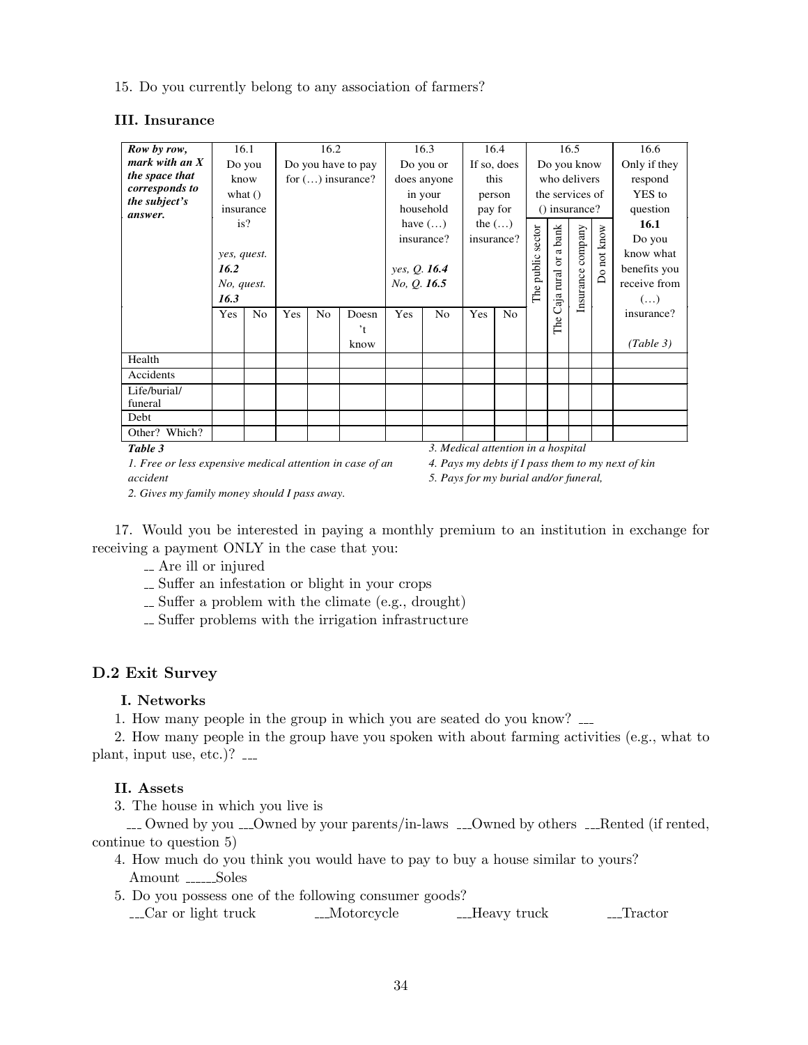15. Do you currently belong to any association of farmers?

### III. Insurance

| ***Row by row, mark with an X the space that corresponds to the subject's answer.*** | 16.1 Do you know what () insurance is? *yes, quest.* ***16.2*** *No, quest.* ***16.3*** | | 16.2 Do you have to pay for (…) insurance? | | | 16.3 Do you or does anyone in your household have (…) insurance? *yes, Q.* ***16.4*** *No, Q.* ***16.5*** | | 16.4 If so, does this person pay for the (…) insurance? | | 16.5 Do you know who delivers the services of () insurance? | | | | 16.6 Only if they respond YES to question **16.1** Do you know what benefits you receive from (…) insurance? *(Table 3)* |
|---|---|---|---|---|---|---|---|---|---|---|---|---|---|---|
| | Yes | No | Yes | No | Doesn't know | Yes | No | Yes | No | The public sector | The Caja rural or a bank | Insurance company | Do not know | |
| Health | | | | | | | | | | | | | | |
| Accidents | | | | | | | | | | | | | | |
| Life/burial/ funeral | | | | | | | | | | | | | | |
| Debt | | | | | | | | | | | | | | |
| Other? Which? | | | | | | | | | | | | | | |

***Table 3***

*1. Free or less expensive medical attention in case of an accident*

*2. Gives my family money should I pass away.*

*3. Medical attention in a hospital*

*4. Pays my debts if I pass them to my next of kin*

*5. Pays for my burial and/or funeral,*

17. Would you be interested in paying a monthly premium to an institution in exchange for receiving a payment ONLY in the case that you:

__ Are ill or injured

__ Suffer an infestation or blight in your crops

__ Suffer a problem with the climate (e.g., drought)

__ Suffer problems with the irrigation infrastructure

## D.2 Exit Survey

### I. Networks

1. How many people in the group in which you are seated do you know? ___

2. How many people in the group have you spoken with about farming activities (e.g., what to plant, input use, etc.)? ___

### II. Assets

3. The house in which you live is

___ Owned by you ___Owned by your parents/in-laws ___Owned by others ___Rented (if rented, continue to question 5)

4. How much do you think you would have to pay to buy a house similar to yours?
Amount ______Soles

5. Do you possess one of the following consumer goods?
___Car or light truck ___Motorcycle ___Heavy truck ___Tractor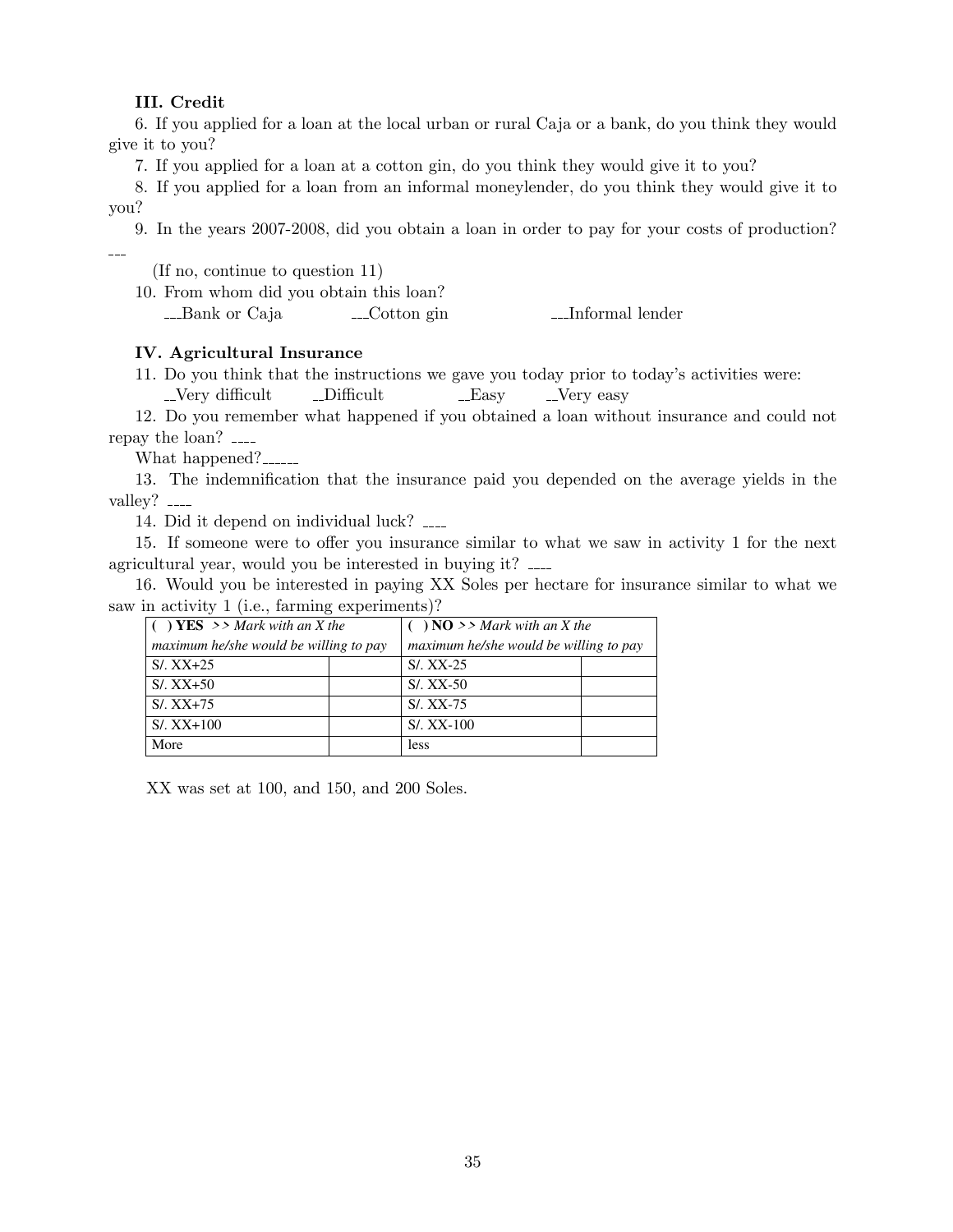**III. Credit**

6. If you applied for a loan at the local urban or rural Caja or a bank, do you think they would give it to you?

7. If you applied for a loan at a cotton gin, do you think they would give it to you?

8. If you applied for a loan from an informal moneylender, do you think they would give it to you?

9. In the years 2007-2008, did you obtain a loan in order to pay for your costs of production? ___

(If no, continue to question 11)

10. From whom did you obtain this loan?

___Bank or Caja ___Cotton gin ___Informal lender

**IV. Agricultural Insurance**

11. Do you think that the instructions we gave you today prior to today's activities were:

__Very difficult __Difficult __Easy __Very easy

12. Do you remember what happened if you obtained a loan without insurance and could not repay the loan? ____

What happened?______

13. The indemnification that the insurance paid you depended on the average yields in the valley? ____

14. Did it depend on individual luck? ____

15. If someone were to offer you insurance similar to what we saw in activity 1 for the next agricultural year, would you be interested in buying it? ____

16. Would you be interested in paying XX Soles per hectare for insurance similar to what we saw in activity 1 (i.e., farming experiments)?

| ( ) **YES** >> *Mark with an X the maximum he/she would be willing to pay* | | ( ) **NO** >> *Mark with an X the maximum he/she would be willing to pay* | |
|---|---|---|---|
| S/. XX+25 | | S/. XX-25 | |
| S/. XX+50 | | S/. XX-50 | |
| S/. XX+75 | | S/. XX-75 | |
| S/. XX+100 | | S/. XX-100 | |
| More | | less | |

XX was set at 100, and 150, and 200 Soles.